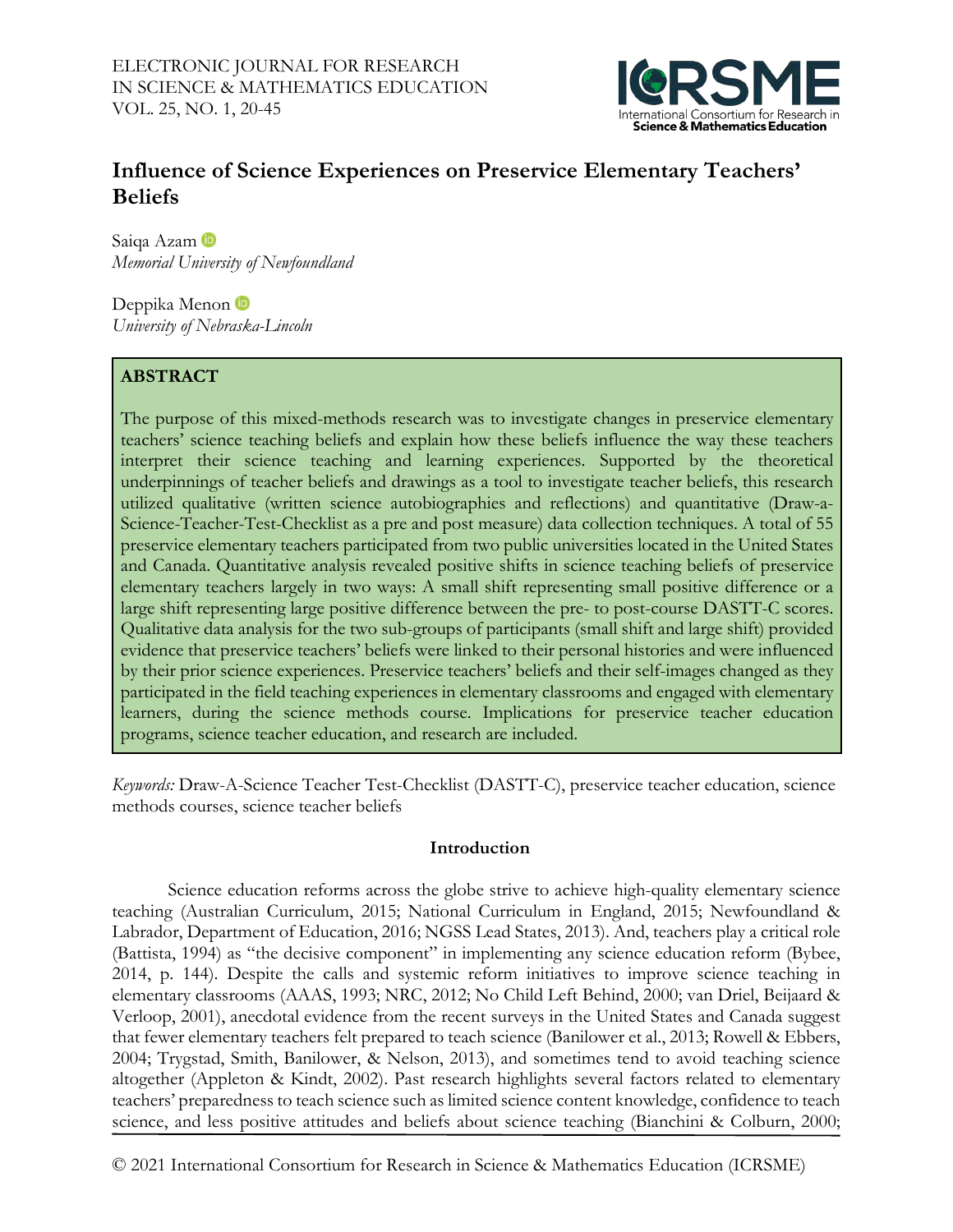# Influence of Science Experiences on Preservice Elementary Teachers' Beliefs

Saiqa Azam
*Memorial University of Newfoundland*

Deppika Menon
*University of Nebraska-Lincoln*

## ABSTRACT

The purpose of this mixed-methods research was to investigate changes in preservice elementary teachers' science teaching beliefs and explain how these beliefs influence the way these teachers interpret their science teaching and learning experiences. Supported by the theoretical underpinnings of teacher beliefs and drawings as a tool to investigate teacher beliefs, this research utilized qualitative (written science autobiographies and reflections) and quantitative (Draw-a-Science-Teacher-Test-Checklist as a pre and post measure) data collection techniques. A total of 55 preservice elementary teachers participated from two public universities located in the United States and Canada. Quantitative analysis revealed positive shifts in science teaching beliefs of preservice elementary teachers largely in two ways: A small shift representing small positive difference or a large shift representing large positive difference between the pre- to post-course DASTT-C scores. Qualitative data analysis for the two sub-groups of participants (small shift and large shift) provided evidence that preservice teachers' beliefs were linked to their personal histories and were influenced by their prior science experiences. Preservice teachers' beliefs and their self-images changed as they participated in the field teaching experiences in elementary classrooms and engaged with elementary learners, during the science methods course. Implications for preservice teacher education programs, science teacher education, and research are included.

*Keywords:* Draw-A-Science Teacher Test-Checklist (DASTT-C), preservice teacher education, science methods courses, science teacher beliefs

## Introduction

Science education reforms across the globe strive to achieve high-quality elementary science teaching (Australian Curriculum, 2015; National Curriculum in England, 2015; Newfoundland & Labrador, Department of Education, 2016; NGSS Lead States, 2013). And, teachers play a critical role (Battista, 1994) as "the decisive component" in implementing any science education reform (Bybee, 2014, p. 144). Despite the calls and systemic reform initiatives to improve science teaching in elementary classrooms (AAAS, 1993; NRC, 2012; No Child Left Behind, 2000; van Driel, Beijaard & Verloop, 2001), anecdotal evidence from the recent surveys in the United States and Canada suggest that fewer elementary teachers felt prepared to teach science (Banilower et al., 2013; Rowell & Ebbers, 2004; Trygstad, Smith, Banilower, & Nelson, 2013), and sometimes tend to avoid teaching science altogether (Appleton & Kindt, 2002). Past research highlights several factors related to elementary teachers' preparedness to teach science such as limited science content knowledge, confidence to teach science, and less positive attitudes and beliefs about science teaching (Bianchini & Colburn, 2000;

© 2021 International Consortium for Research in Science & Mathematics Education (ICRSME)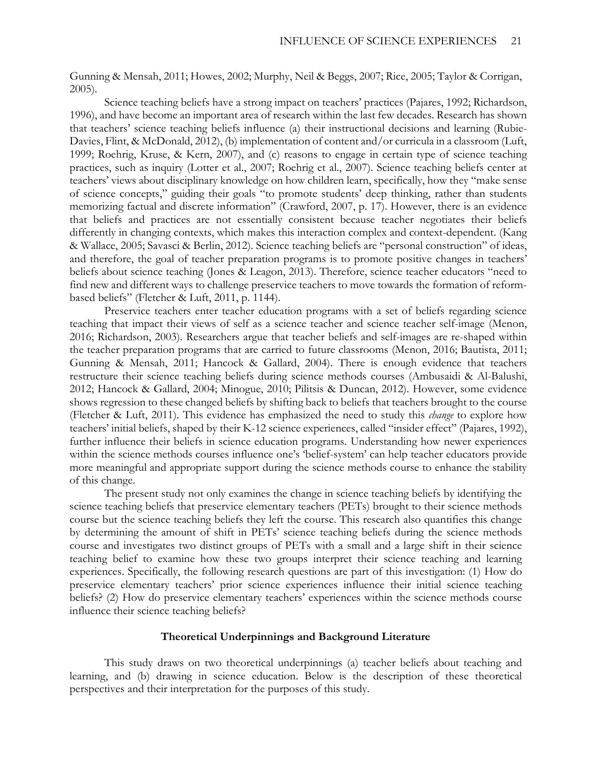Gunning & Mensah, 2011; Howes, 2002; Murphy, Neil & Beggs, 2007; Rice, 2005; Taylor & Corrigan, 2005).

Science teaching beliefs have a strong impact on teachers' practices (Pajares, 1992; Richardson, 1996), and have become an important area of research within the last few decades. Research has shown that teachers' science teaching beliefs influence (a) their instructional decisions and learning (Rubie-Davies, Flint, & McDonald, 2012), (b) implementation of content and/or curricula in a classroom (Luft, 1999; Roehrig, Kruse, & Kern, 2007), and (c) reasons to engage in certain type of science teaching practices, such as inquiry (Lotter et al., 2007; Roehrig et al., 2007). Science teaching beliefs center at teachers' views about disciplinary knowledge on how children learn, specifically, how they "make sense of science concepts," guiding their goals "to promote students' deep thinking, rather than students memorizing factual and discrete information" (Crawford, 2007, p. 17). However, there is an evidence that beliefs and practices are not essentially consistent because teacher negotiates their beliefs differently in changing contexts, which makes this interaction complex and context-dependent. (Kang & Wallace, 2005; Savasci & Berlin, 2012). Science teaching beliefs are "personal construction" of ideas, and therefore, the goal of teacher preparation programs is to promote positive changes in teachers' beliefs about science teaching (Jones & Leagon, 2013). Therefore, science teacher educators "need to find new and different ways to challenge preservice teachers to move towards the formation of reform-based beliefs" (Fletcher & Luft, 2011, p. 1144).

Preservice teachers enter teacher education programs with a set of beliefs regarding science teaching that impact their views of self as a science teacher and science teacher self-image (Menon, 2016; Richardson, 2003). Researchers argue that teacher beliefs and self-images are re-shaped within the teacher preparation programs that are carried to future classrooms (Menon, 2016; Bautista, 2011; Gunning & Mensah, 2011; Hancock & Gallard, 2004). There is enough evidence that teachers restructure their science teaching beliefs during science methods courses (Ambusaidi & Al-Balushi, 2012; Hancock & Gallard, 2004; Minogue, 2010; Pilitsis & Duncan, 2012). However, some evidence shows regression to these changed beliefs by shifting back to beliefs that teachers brought to the course (Fletcher & Luft, 2011). This evidence has emphasized the need to study this *change* to explore how teachers' initial beliefs, shaped by their K-12 science experiences, called "insider effect" (Pajares, 1992), further influence their beliefs in science education programs. Understanding how newer experiences within the science methods courses influence one's 'belief-system' can help teacher educators provide more meaningful and appropriate support during the science methods course to enhance the stability of this change.

The present study not only examines the change in science teaching beliefs by identifying the science teaching beliefs that preservice elementary teachers (PETs) brought to their science methods course but the science teaching beliefs they left the course. This research also quantifies this change by determining the amount of shift in PETs' science teaching beliefs during the science methods course and investigates two distinct groups of PETs with a small and a large shift in their science teaching belief to examine how these two groups interpret their science teaching and learning experiences. Specifically, the following research questions are part of this investigation: (1) How do preservice elementary teachers' prior science experiences influence their initial science teaching beliefs? (2) How do preservice elementary teachers' experiences within the science methods course influence their science teaching beliefs?

## Theoretical Underpinnings and Background Literature

This study draws on two theoretical underpinnings (a) teacher beliefs about teaching and learning, and (b) drawing in science education. Below is the description of these theoretical perspectives and their interpretation for the purposes of this study.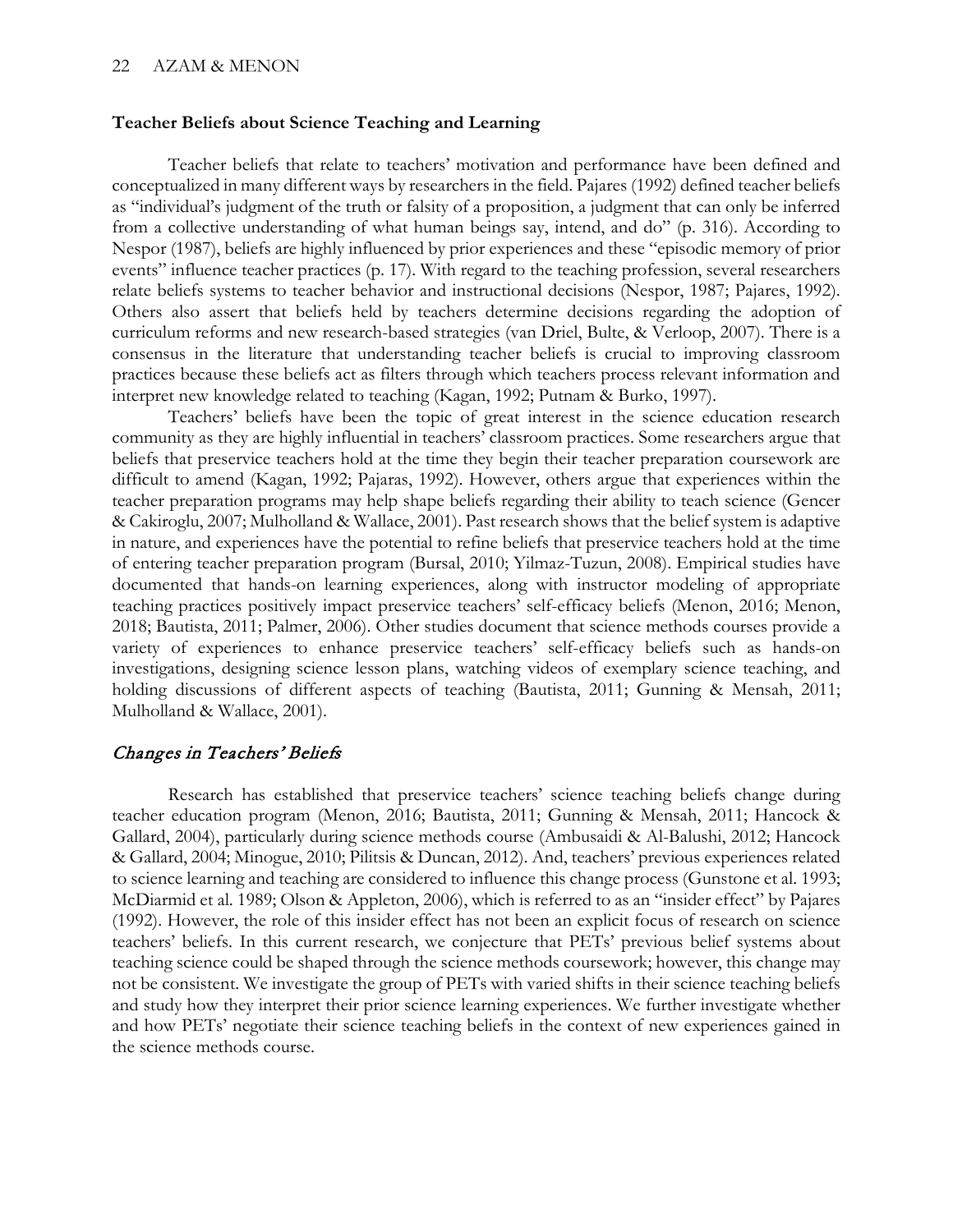### Teacher Beliefs about Science Teaching and Learning

Teacher beliefs that relate to teachers' motivation and performance have been defined and conceptualized in many different ways by researchers in the field. Pajares (1992) defined teacher beliefs as "individual's judgment of the truth or falsity of a proposition, a judgment that can only be inferred from a collective understanding of what human beings say, intend, and do" (p. 316). According to Nespor (1987), beliefs are highly influenced by prior experiences and these "episodic memory of prior events" influence teacher practices (p. 17). With regard to the teaching profession, several researchers relate beliefs systems to teacher behavior and instructional decisions (Nespor, 1987; Pajares, 1992). Others also assert that beliefs held by teachers determine decisions regarding the adoption of curriculum reforms and new research-based strategies (van Driel, Bulte, & Verloop, 2007). There is a consensus in the literature that understanding teacher beliefs is crucial to improving classroom practices because these beliefs act as filters through which teachers process relevant information and interpret new knowledge related to teaching (Kagan, 1992; Putnam & Burko, 1997).

Teachers' beliefs have been the topic of great interest in the science education research community as they are highly influential in teachers' classroom practices. Some researchers argue that beliefs that preservice teachers hold at the time they begin their teacher preparation coursework are difficult to amend (Kagan, 1992; Pajaras, 1992). However, others argue that experiences within the teacher preparation programs may help shape beliefs regarding their ability to teach science (Gencer & Cakiroglu, 2007; Mulholland & Wallace, 2001). Past research shows that the belief system is adaptive in nature, and experiences have the potential to refine beliefs that preservice teachers hold at the time of entering teacher preparation program (Bursal, 2010; Yilmaz-Tuzun, 2008). Empirical studies have documented that hands-on learning experiences, along with instructor modeling of appropriate teaching practices positively impact preservice teachers' self-efficacy beliefs (Menon, 2016; Menon, 2018; Bautista, 2011; Palmer, 2006). Other studies document that science methods courses provide a variety of experiences to enhance preservice teachers' self-efficacy beliefs such as hands-on investigations, designing science lesson plans, watching videos of exemplary science teaching, and holding discussions of different aspects of teaching (Bautista, 2011; Gunning & Mensah, 2011; Mulholland & Wallace, 2001).

#### *Changes in Teachers' Beliefs*

Research has established that preservice teachers' science teaching beliefs change during teacher education program (Menon, 2016; Bautista, 2011; Gunning & Mensah, 2011; Hancock & Gallard, 2004), particularly during science methods course (Ambusaidi & Al-Balushi, 2012; Hancock & Gallard, 2004; Minogue, 2010; Pilitsis & Duncan, 2012). And, teachers' previous experiences related to science learning and teaching are considered to influence this change process (Gunstone et al. 1993; McDiarmid et al. 1989; Olson & Appleton, 2006), which is referred to as an "insider effect" by Pajares (1992). However, the role of this insider effect has not been an explicit focus of research on science teachers' beliefs. In this current research, we conjecture that PETs' previous belief systems about teaching science could be shaped through the science methods coursework; however, this change may not be consistent. We investigate the group of PETs with varied shifts in their science teaching beliefs and study how they interpret their prior science learning experiences. We further investigate whether and how PETs' negotiate their science teaching beliefs in the context of new experiences gained in the science methods course.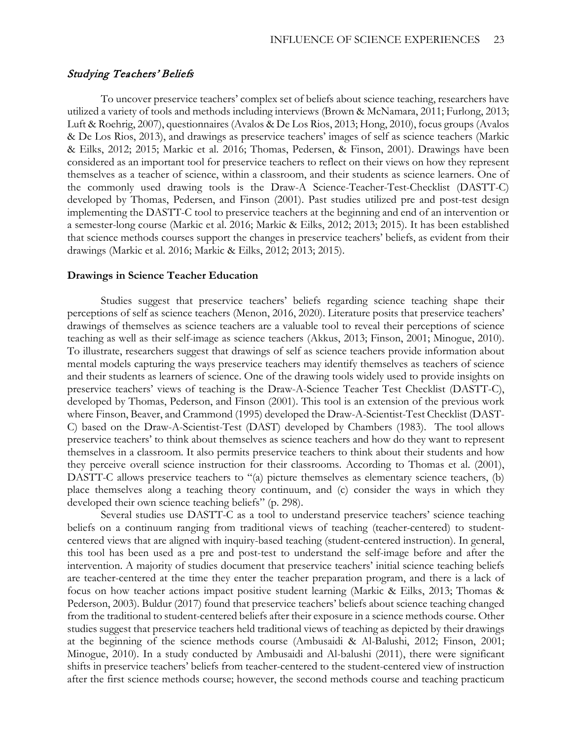### *Studying Teachers' Beliefs*

To uncover preservice teachers' complex set of beliefs about science teaching, researchers have utilized a variety of tools and methods including interviews (Brown & McNamara, 2011; Furlong, 2013; Luft & Roehrig, 2007), questionnaires (Avalos & De Los Rios, 2013; Hong, 2010), focus groups (Avalos & De Los Rios, 2013), and drawings as preservice teachers' images of self as science teachers (Markic & Eilks, 2012; 2015; Markic et al. 2016; Thomas, Pedersen, & Finson, 2001). Drawings have been considered as an important tool for preservice teachers to reflect on their views on how they represent themselves as a teacher of science, within a classroom, and their students as science learners. One of the commonly used drawing tools is the Draw-A Science-Teacher-Test-Checklist (DASTT-C) developed by Thomas, Pedersen, and Finson (2001). Past studies utilized pre and post-test design implementing the DASTT-C tool to preservice teachers at the beginning and end of an intervention or a semester-long course (Markic et al. 2016; Markic & Eilks, 2012; 2013; 2015). It has been established that science methods courses support the changes in preservice teachers' beliefs, as evident from their drawings (Markic et al. 2016; Markic & Eilks, 2012; 2013; 2015).

**Drawings in Science Teacher Education**

Studies suggest that preservice teachers' beliefs regarding science teaching shape their perceptions of self as science teachers (Menon, 2016, 2020). Literature posits that preservice teachers' drawings of themselves as science teachers are a valuable tool to reveal their perceptions of science teaching as well as their self-image as science teachers (Akkus, 2013; Finson, 2001; Minogue, 2010). To illustrate, researchers suggest that drawings of self as science teachers provide information about mental models capturing the ways preservice teachers may identify themselves as teachers of science and their students as learners of science. One of the drawing tools widely used to provide insights on preservice teachers' views of teaching is the Draw-A-Science Teacher Test Checklist (DASTT-C), developed by Thomas, Pederson, and Finson (2001). This tool is an extension of the previous work where Finson, Beaver, and Crammond (1995) developed the Draw-A-Scientist-Test Checklist (DAST-C) based on the Draw-A-Scientist-Test (DAST) developed by Chambers (1983). The tool allows preservice teachers' to think about themselves as science teachers and how do they want to represent themselves in a classroom. It also permits preservice teachers to think about their students and how they perceive overall science instruction for their classrooms. According to Thomas et al. (2001), DASTT-C allows preservice teachers to "(a) picture themselves as elementary science teachers, (b) place themselves along a teaching theory continuum, and (c) consider the ways in which they developed their own science teaching beliefs" (p. 298).

Several studies use DASTT-C as a tool to understand preservice teachers' science teaching beliefs on a continuum ranging from traditional views of teaching (teacher-centered) to student-centered views that are aligned with inquiry-based teaching (student-centered instruction). In general, this tool has been used as a pre and post-test to understand the self-image before and after the intervention. A majority of studies document that preservice teachers' initial science teaching beliefs are teacher-centered at the time they enter the teacher preparation program, and there is a lack of focus on how teacher actions impact positive student learning (Markic & Eilks, 2013; Thomas & Pederson, 2003). Buldur (2017) found that preservice teachers' beliefs about science teaching changed from the traditional to student-centered beliefs after their exposure in a science methods course. Other studies suggest that preservice teachers held traditional views of teaching as depicted by their drawings at the beginning of the science methods course (Ambusaidi & Al-Balushi, 2012; Finson, 2001; Minogue, 2010). In a study conducted by Ambusaidi and Al-balushi (2011), there were significant shifts in preservice teachers' beliefs from teacher-centered to the student-centered view of instruction after the first science methods course; however, the second methods course and teaching practicum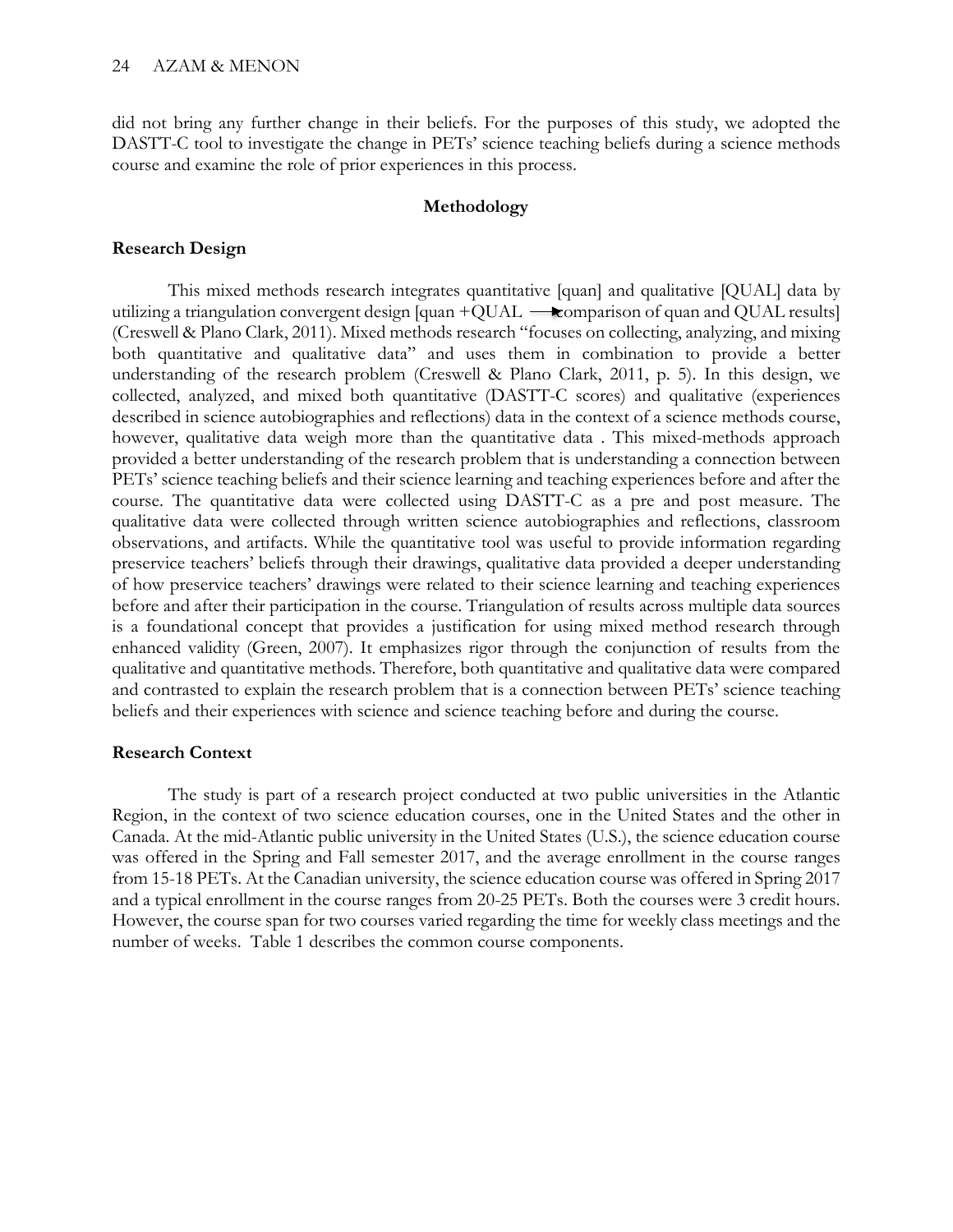did not bring any further change in their beliefs. For the purposes of this study, we adopted the DASTT-C tool to investigate the change in PETs' science teaching beliefs during a science methods course and examine the role of prior experiences in this process.

## Methodology

### Research Design

This mixed methods research integrates quantitative [quan] and qualitative [QUAL] data by utilizing a triangulation convergent design [quan +QUAL → comparison of quan and QUAL results] (Creswell & Plano Clark, 2011). Mixed methods research "focuses on collecting, analyzing, and mixing both quantitative and qualitative data" and uses them in combination to provide a better understanding of the research problem (Creswell & Plano Clark, 2011, p. 5). In this design, we collected, analyzed, and mixed both quantitative (DASTT-C scores) and qualitative (experiences described in science autobiographies and reflections) data in the context of a science methods course, however, qualitative data weigh more than the quantitative data . This mixed-methods approach provided a better understanding of the research problem that is understanding a connection between PETs' science teaching beliefs and their science learning and teaching experiences before and after the course. The quantitative data were collected using DASTT-C as a pre and post measure. The qualitative data were collected through written science autobiographies and reflections, classroom observations, and artifacts. While the quantitative tool was useful to provide information regarding preservice teachers' beliefs through their drawings, qualitative data provided a deeper understanding of how preservice teachers' drawings were related to their science learning and teaching experiences before and after their participation in the course. Triangulation of results across multiple data sources is a foundational concept that provides a justification for using mixed method research through enhanced validity (Green, 2007). It emphasizes rigor through the conjunction of results from the qualitative and quantitative methods. Therefore, both quantitative and qualitative data were compared and contrasted to explain the research problem that is a connection between PETs' science teaching beliefs and their experiences with science and science teaching before and during the course.

### Research Context

The study is part of a research project conducted at two public universities in the Atlantic Region, in the context of two science education courses, one in the United States and the other in Canada. At the mid-Atlantic public university in the United States (U.S.), the science education course was offered in the Spring and Fall semester 2017, and the average enrollment in the course ranges from 15-18 PETs. At the Canadian university, the science education course was offered in Spring 2017 and a typical enrollment in the course ranges from 20-25 PETs. Both the courses were 3 credit hours. However, the course span for two courses varied regarding the time for weekly class meetings and the number of weeks. Table 1 describes the common course components.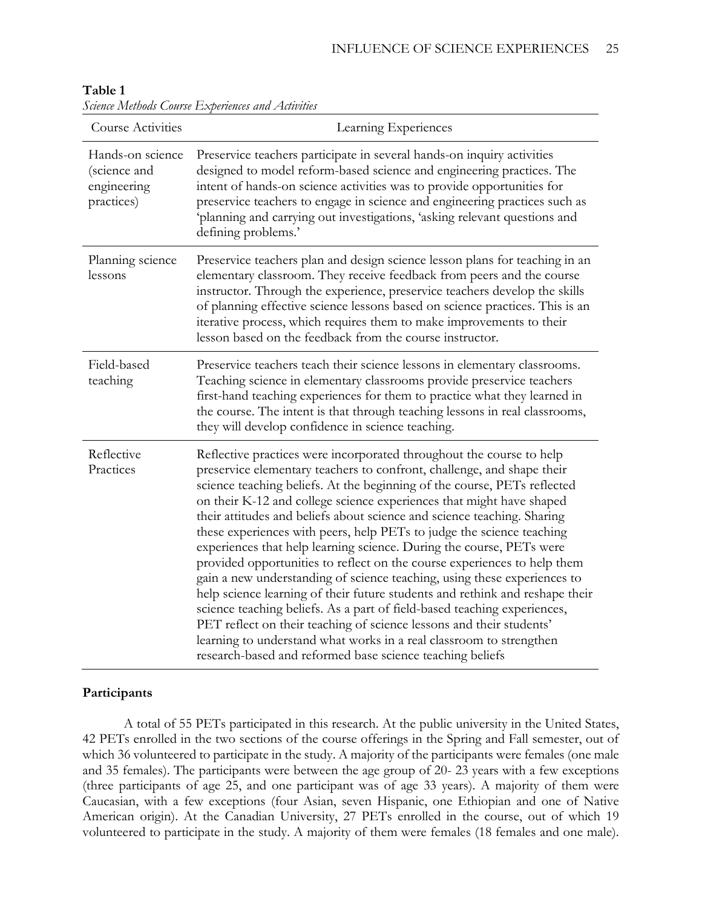**Table 1**

*Science Methods Course Experiences and Activities*

| Course Activities | Learning Experiences |
|---|---|
| Hands-on science (science and engineering practices) | Preservice teachers participate in several hands-on inquiry activities designed to model reform-based science and engineering practices. The intent of hands-on science activities was to provide opportunities for preservice teachers to engage in science and engineering practices such as 'planning and carrying out investigations, 'asking relevant questions and defining problems.' |
| Planning science lessons | Preservice teachers plan and design science lesson plans for teaching in an elementary classroom. They receive feedback from peers and the course instructor. Through the experience, preservice teachers develop the skills of planning effective science lessons based on science practices. This is an iterative process, which requires them to make improvements to their lesson based on the feedback from the course instructor. |
| Field-based teaching | Preservice teachers teach their science lessons in elementary classrooms. Teaching science in elementary classrooms provide preservice teachers first-hand teaching experiences for them to practice what they learned in the course. The intent is that through teaching lessons in real classrooms, they will develop confidence in science teaching. |
| Reflective Practices | Reflective practices were incorporated throughout the course to help preservice elementary teachers to confront, challenge, and shape their science teaching beliefs. At the beginning of the course, PETs reflected on their K-12 and college science experiences that might have shaped their attitudes and beliefs about science and science teaching. Sharing these experiences with peers, help PETs to judge the science teaching experiences that help learning science. During the course, PETs were provided opportunities to reflect on the course experiences to help them gain a new understanding of science teaching, using these experiences to help science learning of their future students and rethink and reshape their science teaching beliefs. As a part of field-based teaching experiences, PET reflect on their teaching of science lessons and their students' learning to understand what works in a real classroom to strengthen research-based and reformed base science teaching beliefs |

## Participants

A total of 55 PETs participated in this research. At the public university in the United States, 42 PETs enrolled in the two sections of the course offerings in the Spring and Fall semester, out of which 36 volunteered to participate in the study. A majority of the participants were females (one male and 35 females). The participants were between the age group of 20- 23 years with a few exceptions (three participants of age 25, and one participant was of age 33 years). A majority of them were Caucasian, with a few exceptions (four Asian, seven Hispanic, one Ethiopian and one of Native American origin). At the Canadian University, 27 PETs enrolled in the course, out of which 19 volunteered to participate in the study. A majority of them were females (18 females and one male).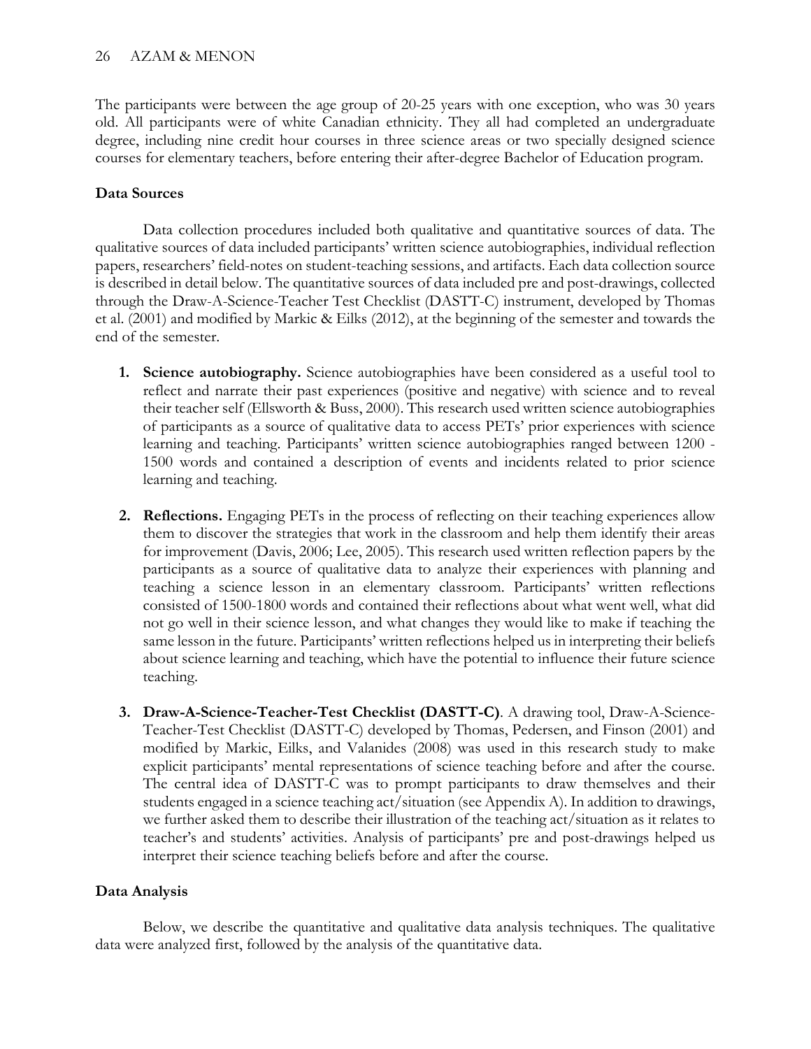The participants were between the age group of 20-25 years with one exception, who was 30 years old. All participants were of white Canadian ethnicity. They all had completed an undergraduate degree, including nine credit hour courses in three science areas or two specially designed science courses for elementary teachers, before entering their after-degree Bachelor of Education program.

### Data Sources

Data collection procedures included both qualitative and quantitative sources of data. The qualitative sources of data included participants' written science autobiographies, individual reflection papers, researchers' field-notes on student-teaching sessions, and artifacts. Each data collection source is described in detail below. The quantitative sources of data included pre and post-drawings, collected through the Draw-A-Science-Teacher Test Checklist (DASTT-C) instrument, developed by Thomas et al. (2001) and modified by Markic & Eilks (2012), at the beginning of the semester and towards the end of the semester.

1. **Science autobiography.** Science autobiographies have been considered as a useful tool to reflect and narrate their past experiences (positive and negative) with science and to reveal their teacher self (Ellsworth & Buss, 2000). This research used written science autobiographies of participants as a source of qualitative data to access PETs' prior experiences with science learning and teaching. Participants' written science autobiographies ranged between 1200 - 1500 words and contained a description of events and incidents related to prior science learning and teaching.

2. **Reflections.** Engaging PETs in the process of reflecting on their teaching experiences allow them to discover the strategies that work in the classroom and help them identify their areas for improvement (Davis, 2006; Lee, 2005). This research used written reflection papers by the participants as a source of qualitative data to analyze their experiences with planning and teaching a science lesson in an elementary classroom. Participants' written reflections consisted of 1500-1800 words and contained their reflections about what went well, what did not go well in their science lesson, and what changes they would like to make if teaching the same lesson in the future. Participants' written reflections helped us in interpreting their beliefs about science learning and teaching, which have the potential to influence their future science teaching.

3. **Draw-A-Science-Teacher-Test Checklist (DASTT-C)**. A drawing tool, Draw-A-Science-Teacher-Test Checklist (DASTT-C) developed by Thomas, Pedersen, and Finson (2001) and modified by Markic, Eilks, and Valanides (2008) was used in this research study to make explicit participants' mental representations of science teaching before and after the course. The central idea of DASTT-C was to prompt participants to draw themselves and their students engaged in a science teaching act/situation (see Appendix A). In addition to drawings, we further asked them to describe their illustration of the teaching act/situation as it relates to teacher's and students' activities. Analysis of participants' pre and post-drawings helped us interpret their science teaching beliefs before and after the course.

### Data Analysis

Below, we describe the quantitative and qualitative data analysis techniques. The qualitative data were analyzed first, followed by the analysis of the quantitative data.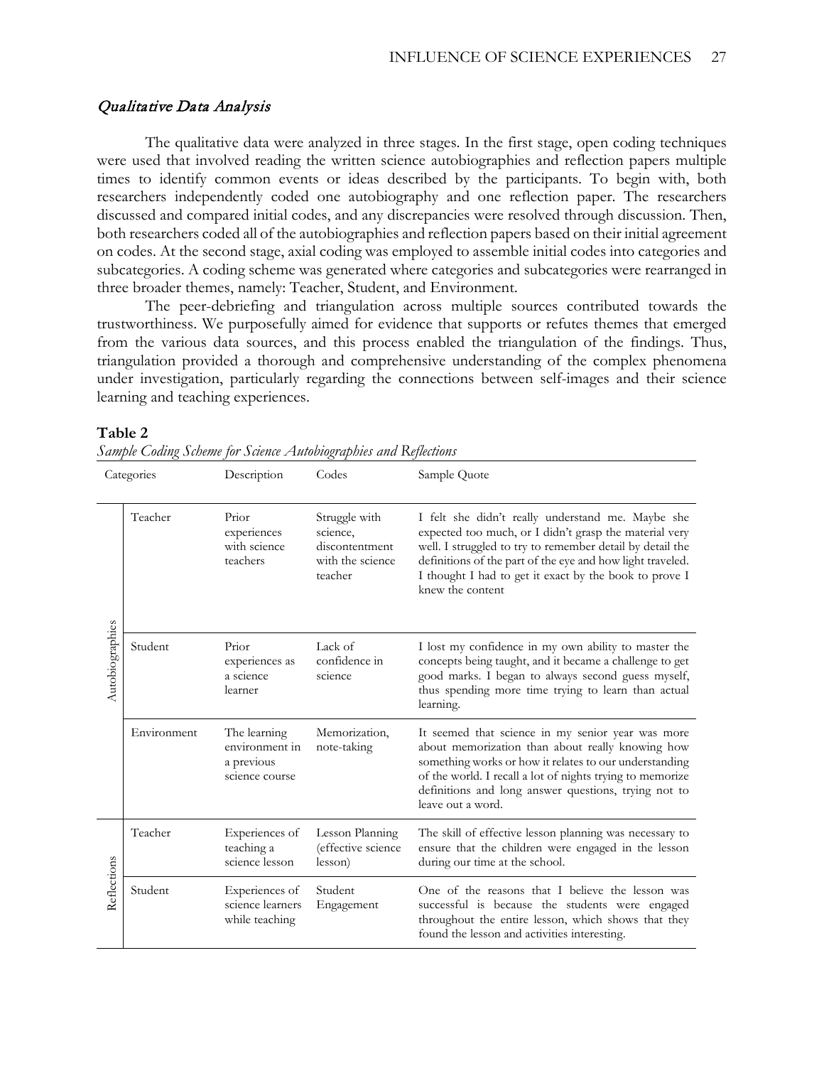### *Qualitative Data Analysis*

The qualitative data were analyzed in three stages. In the first stage, open coding techniques were used that involved reading the written science autobiographies and reflection papers multiple times to identify common events or ideas described by the participants. To begin with, both researchers independently coded one autobiography and one reflection paper. The researchers discussed and compared initial codes, and any discrepancies were resolved through discussion. Then, both researchers coded all of the autobiographies and reflection papers based on their initial agreement on codes. At the second stage, axial coding was employed to assemble initial codes into categories and subcategories. A coding scheme was generated where categories and subcategories were rearranged in three broader themes, namely: Teacher, Student, and Environment.

The peer-debriefing and triangulation across multiple sources contributed towards the trustworthiness. We purposefully aimed for evidence that supports or refutes themes that emerged from the various data sources, and this process enabled the triangulation of the findings. Thus, triangulation provided a thorough and comprehensive understanding of the complex phenomena under investigation, particularly regarding the connections between self-images and their science learning and teaching experiences.

**Table 2**

*Sample Coding Scheme for Science Autobiographies and Reflections*

| Categories | | Description | Codes | Sample Quote |
|---|---|---|---|---|
| Autobiographies | Teacher | Prior experiences with science teachers | Struggle with science, discontentment with the science teacher | I felt she didn't really understand me. Maybe she expected too much, or I didn't grasp the material very well. I struggled to try to remember detail by detail the definitions of the part of the eye and how light traveled. I thought I had to get it exact by the book to prove I knew the content |
| | Student | Prior experiences as a science learner | Lack of confidence in science | I lost my confidence in my own ability to master the concepts being taught, and it became a challenge to get good marks. I began to always second guess myself, thus spending more time trying to learn than actual learning. |
| | Environment | The learning environment in a previous science course | Memorization, note-taking | It seemed that science in my senior year was more about memorization than about really knowing how something works or how it relates to our understanding of the world. I recall a lot of nights trying to memorize definitions and long answer questions, trying not to leave out a word. |
| Reflections | Teacher | Experiences of teaching a science lesson | Lesson Planning (effective science lesson) | The skill of effective lesson planning was necessary to ensure that the children were engaged in the lesson during our time at the school. |
| | Student | Experiences of science learners while teaching | Student Engagement | One of the reasons that I believe the lesson was successful is because the students were engaged throughout the entire lesson, which shows that they found the lesson and activities interesting. |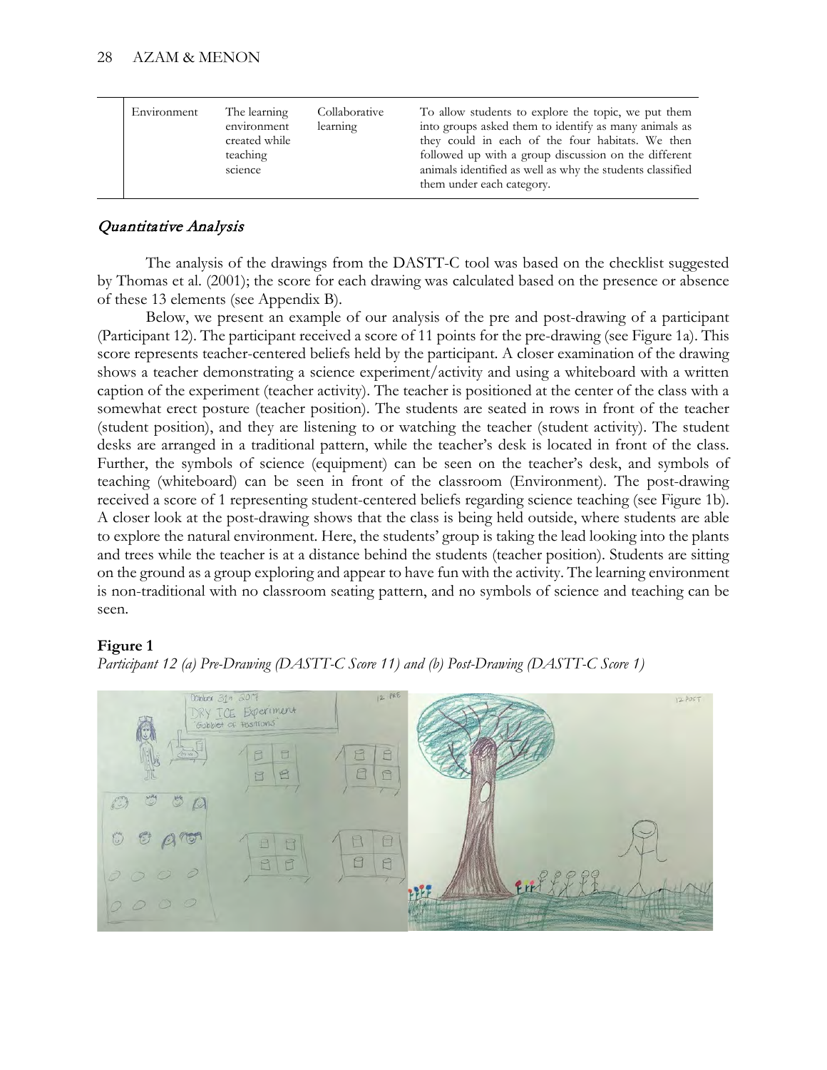| Environment | The learning environment created while teaching science | Collaborative learning | To allow students to explore the topic, we put them into groups asked them to identify as many animals as they could in each of the four habitats. We then followed up with a group discussion on the different animals identified as well as why the students classified them under each category. |
|---|---|---|---|

## *Quantitative Analysis*

The analysis of the drawings from the DASTT-C tool was based on the checklist suggested by Thomas et al. (2001); the score for each drawing was calculated based on the presence or absence of these 13 elements (see Appendix B).

Below, we present an example of our analysis of the pre and post-drawing of a participant (Participant 12). The participant received a score of 11 points for the pre-drawing (see Figure 1a). This score represents teacher-centered beliefs held by the participant. A closer examination of the drawing shows a teacher demonstrating a science experiment/activity and using a whiteboard with a written caption of the experiment (teacher activity). The teacher is positioned at the center of the class with a somewhat erect posture (teacher position). The students are seated in rows in front of the teacher (student position), and they are listening to or watching the teacher (student activity). The student desks are arranged in a traditional pattern, while the teacher's desk is located in front of the class. Further, the symbols of science (equipment) can be seen on the teacher's desk, and symbols of teaching (whiteboard) can be seen in front of the classroom (Environment). The post-drawing received a score of 1 representing student-centered beliefs regarding science teaching (see Figure 1b). A closer look at the post-drawing shows that the class is being held outside, where students are able to explore the natural environment. Here, the students' group is taking the lead looking into the plants and trees while the teacher is at a distance behind the students (teacher position). Students are sitting on the ground as a group exploring and appear to have fun with the activity. The learning environment is non-traditional with no classroom seating pattern, and no symbols of science and teaching can be seen.

**Figure 1**

*Participant 12 (a) Pre-Drawing (DASTT-C Score 11) and (b) Post-Drawing (DASTT-C Score 1)*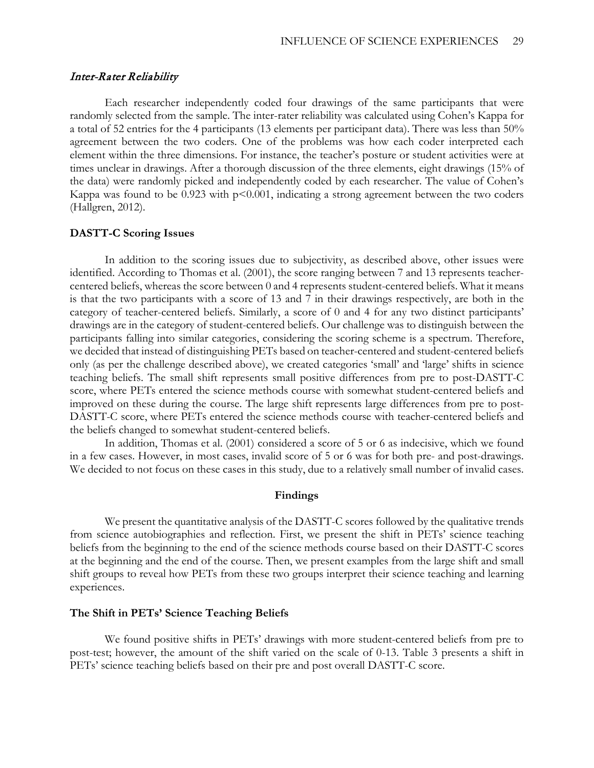### *Inter-Rater Reliability*

Each researcher independently coded four drawings of the same participants that were randomly selected from the sample. The inter-rater reliability was calculated using Cohen's Kappa for a total of 52 entries for the 4 participants (13 elements per participant data). There was less than 50% agreement between the two coders. One of the problems was how each coder interpreted each element within the three dimensions. For instance, the teacher's posture or student activities were at times unclear in drawings. After a thorough discussion of the three elements, eight drawings (15% of the data) were randomly picked and independently coded by each researcher. The value of Cohen's Kappa was found to be 0.923 with $p<0.001$, indicating a strong agreement between the two coders (Hallgren, 2012).

### DASTT-C Scoring Issues

In addition to the scoring issues due to subjectivity, as described above, other issues were identified. According to Thomas et al. (2001), the score ranging between 7 and 13 represents teacher-centered beliefs, whereas the score between 0 and 4 represents student-centered beliefs. What it means is that the two participants with a score of 13 and 7 in their drawings respectively, are both in the category of teacher-centered beliefs. Similarly, a score of 0 and 4 for any two distinct participants' drawings are in the category of student-centered beliefs. Our challenge was to distinguish between the participants falling into similar categories, considering the scoring scheme is a spectrum. Therefore, we decided that instead of distinguishing PETs based on teacher-centered and student-centered beliefs only (as per the challenge described above), we created categories 'small' and 'large' shifts in science teaching beliefs. The small shift represents small positive differences from pre to post-DASTT-C score, where PETs entered the science methods course with somewhat student-centered beliefs and improved on these during the course. The large shift represents large differences from pre to post-DASTT-C score, where PETs entered the science methods course with teacher-centered beliefs and the beliefs changed to somewhat student-centered beliefs.

In addition, Thomas et al. (2001) considered a score of 5 or 6 as indecisive, which we found in a few cases. However, in most cases, invalid score of 5 or 6 was for both pre- and post-drawings. We decided to not focus on these cases in this study, due to a relatively small number of invalid cases.

## Findings

We present the quantitative analysis of the DASTT-C scores followed by the qualitative trends from science autobiographies and reflection. First, we present the shift in PETs' science teaching beliefs from the beginning to the end of the science methods course based on their DASTT-C scores at the beginning and the end of the course. Then, we present examples from the large shift and small shift groups to reveal how PETs from these two groups interpret their science teaching and learning experiences.

### The Shift in PETs' Science Teaching Beliefs

We found positive shifts in PETs' drawings with more student-centered beliefs from pre to post-test; however, the amount of the shift varied on the scale of 0-13. Table 3 presents a shift in PETs' science teaching beliefs based on their pre and post overall DASTT-C score.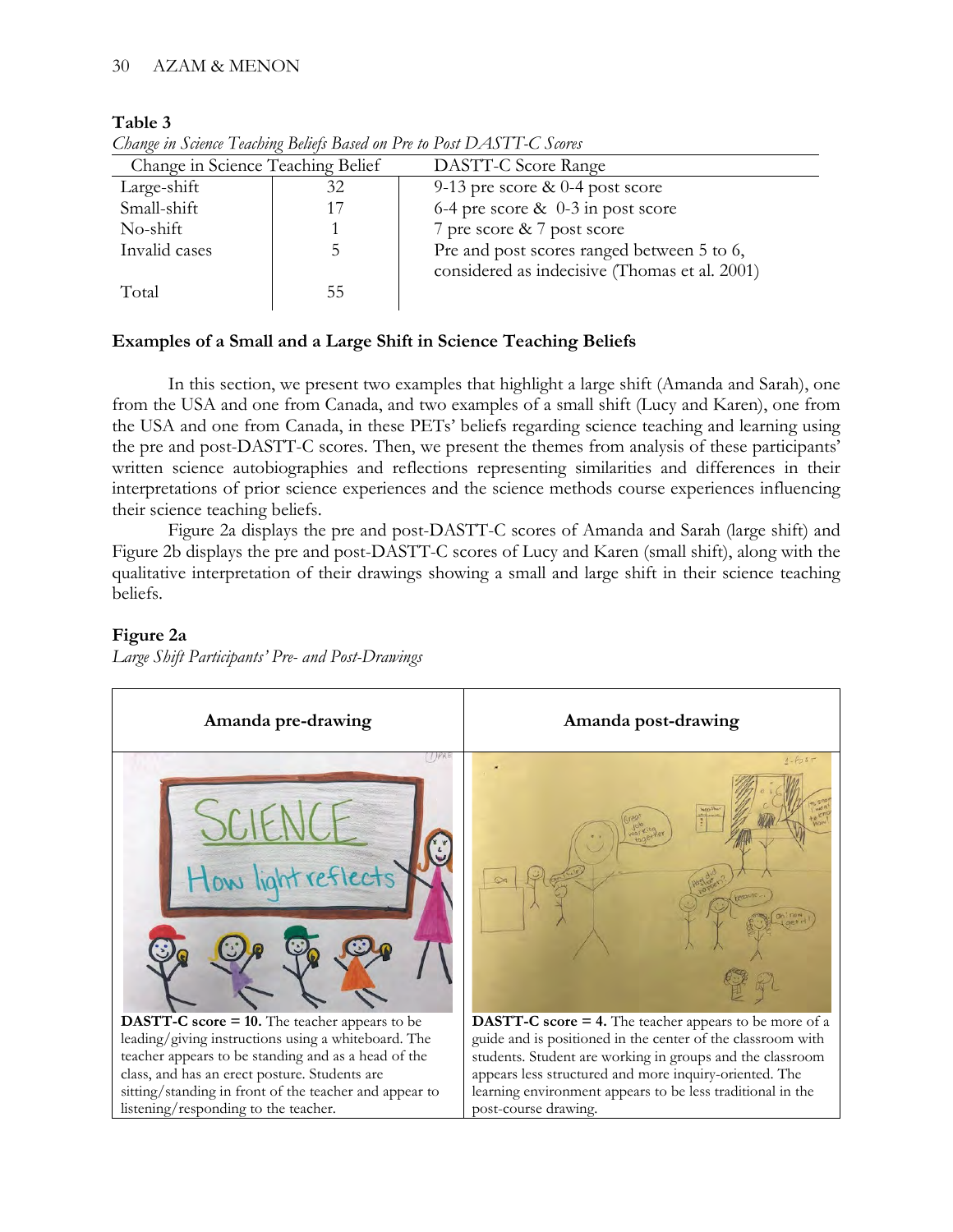**Table 3**

*Change in Science Teaching Beliefs Based on Pre to Post DASTT-C Scores*

| Change in Science Teaching Belief | | DASTT-C Score Range |
|---|---|---|
| Large-shift | 32 | 9-13 pre score & 0-4 post score |
| Small-shift | 17 | 6-4 pre score & 0-3 in post score |
| No-shift | 1 | 7 pre score & 7 post score |
| Invalid cases | 5 | Pre and post scores ranged between 5 to 6, considered as indecisive (Thomas et al. 2001) |
| Total | 55 | |

### Examples of a Small and a Large Shift in Science Teaching Beliefs

In this section, we present two examples that highlight a large shift (Amanda and Sarah), one from the USA and one from Canada, and two examples of a small shift (Lucy and Karen), one from the USA and one from Canada, in these PETs' beliefs regarding science teaching and learning using the pre and post-DASTT-C scores. Then, we present the themes from analysis of these participants' written science autobiographies and reflections representing similarities and differences in their interpretations of prior science experiences and the science methods course experiences influencing their science teaching beliefs.

Figure 2a displays the pre and post-DASTT-C scores of Amanda and Sarah (large shift) and Figure 2b displays the pre and post-DASTT-C scores of Lucy and Karen (small shift), along with the qualitative interpretation of their drawings showing a small and large shift in their science teaching beliefs.

**Figure 2a**

*Large Shift Participants' Pre- and Post-Drawings*

| **Amanda pre-drawing** | **Amanda post-drawing** |
|---|---|
| **DASTT-C score = 10.** The teacher appears to be leading/giving instructions using a whiteboard. The teacher appears to be standing and as a head of the class, and has an erect posture. Students are sitting/standing in front of the teacher and appear to listening/responding to the teacher. | **DASTT-C score = 4.** The teacher appears to be more of a guide and is positioned in the center of the classroom with students. Student are working in groups and the classroom appears less structured and more inquiry-oriented. The learning environment appears to be less traditional in the post-course drawing. |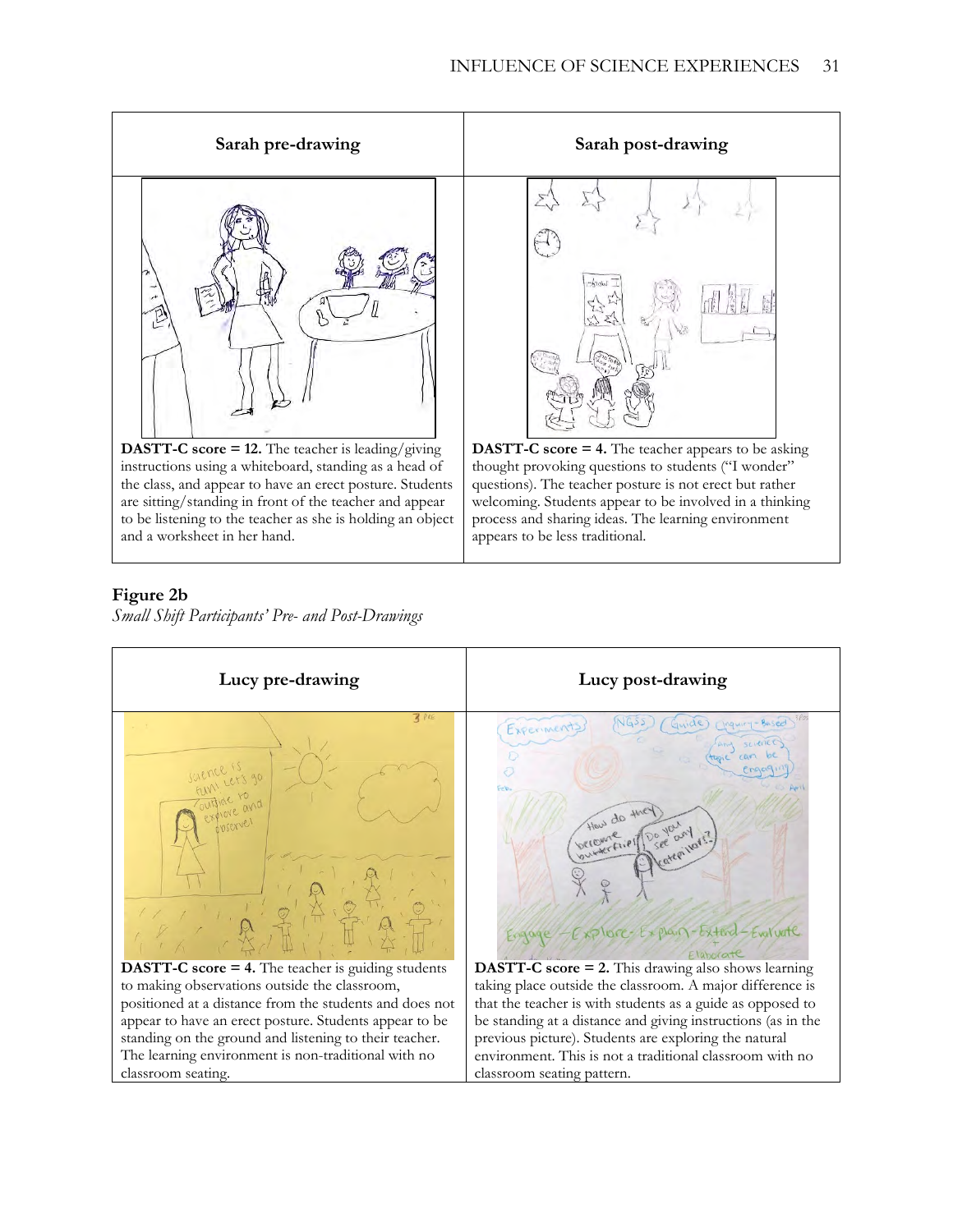| Sarah pre-drawing | Sarah post-drawing |
| --- | --- |
| **DASTT-C score = 12.** The teacher is leading/giving instructions using a whiteboard, standing as a head of the class, and appear to have an erect posture. Students are sitting/standing in front of the teacher and appear to be listening to the teacher as she is holding an object and a worksheet in her hand. | **DASTT-C score = 4.** The teacher appears to be asking thought provoking questions to students ("I wonder" questions). The teacher posture is not erect but rather welcoming. Students appear to be involved in a thinking process and sharing ideas. The learning environment appears to be less traditional. |

**Figure 2b**

*Small Shift Participants' Pre- and Post-Drawings*

| Lucy pre-drawing | Lucy post-drawing |
| --- | --- |
| **DASTT-C score = 4.** The teacher is guiding students to making observations outside the classroom, positioned at a distance from the students and does not appear to have an erect posture. Students appear to be standing on the ground and listening to their teacher. The learning environment is non-traditional with no classroom seating. | **DASTT-C score = 2.** This drawing also shows learning taking place outside the classroom. A major difference is that the teacher is with students as a guide as opposed to be standing at a distance and giving instructions (as in the previous picture). Students are exploring the natural environment. This is not a traditional classroom with no classroom seating pattern. |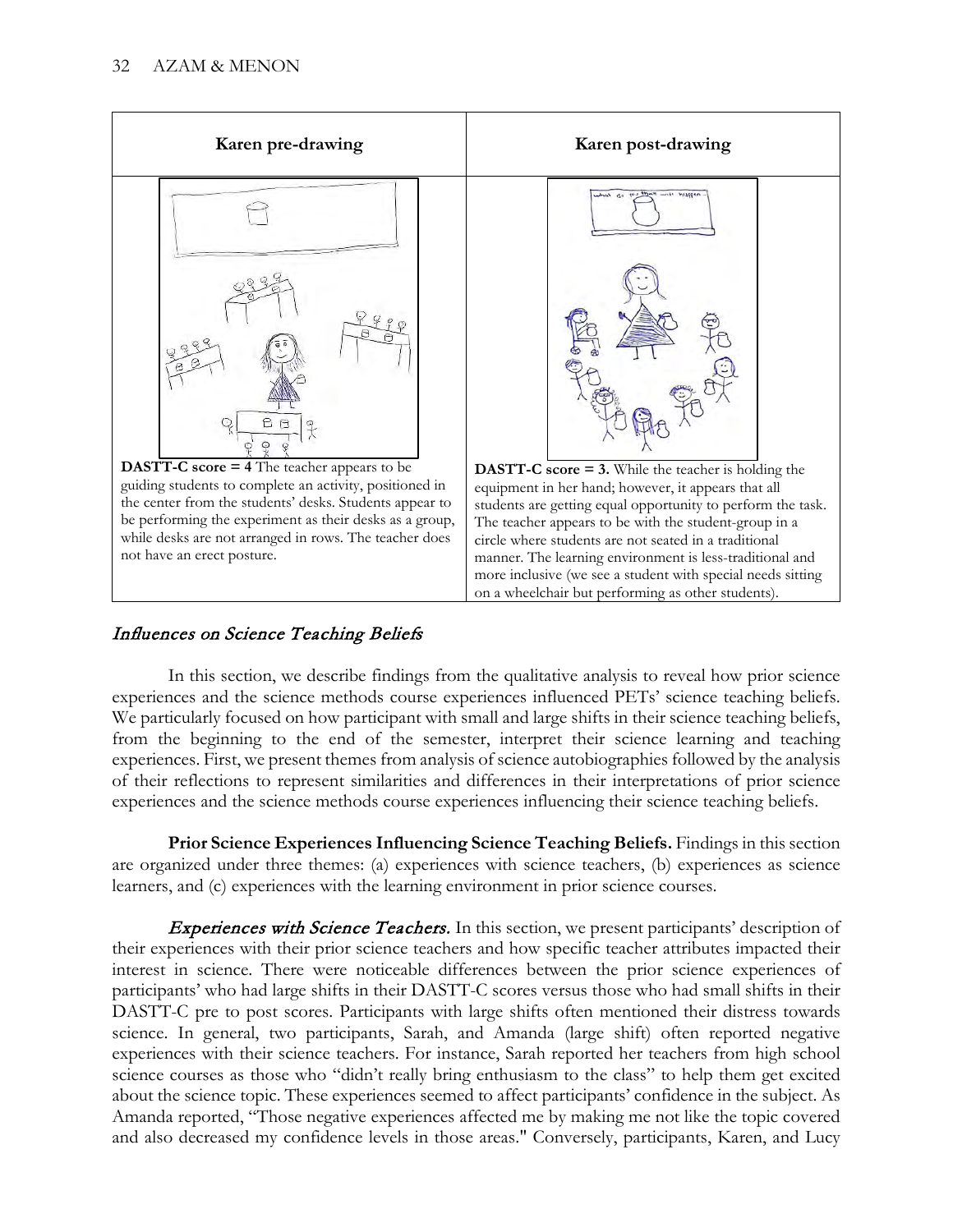| Karen pre-drawing | Karen post-drawing |
| --- | --- |
| **DASTT-C score = 4** The teacher appears to be guiding students to complete an activity, positioned in the center from the students' desks. Students appear to be performing the experiment as their desks as a group, while desks are not arranged in rows. The teacher does not have an erect posture. | **DASTT-C score = 3.** While the teacher is holding the equipment in her hand; however, it appears that all students are getting equal opportunity to perform the task. The teacher appears to be with the student-group in a circle where students are not seated in a traditional manner. The learning environment is less-traditional and more inclusive (we see a student with special needs sitting on a wheelchair but performing as other students). |

## *Influences on Science Teaching Beliefs*

In this section, we describe findings from the qualitative analysis to reveal how prior science experiences and the science methods course experiences influenced PETs' science teaching beliefs. We particularly focused on how participant with small and large shifts in their science teaching beliefs, from the beginning to the end of the semester, interpret their science learning and teaching experiences. First, we present themes from analysis of science autobiographies followed by the analysis of their reflections to represent similarities and differences in their interpretations of prior science experiences and the science methods course experiences influencing their science teaching beliefs.

**Prior Science Experiences Influencing Science Teaching Beliefs.** Findings in this section are organized under three themes: (a) experiences with science teachers, (b) experiences as science learners, and (c) experiences with the learning environment in prior science courses.

***Experiences with Science Teachers.*** In this section, we present participants' description of their experiences with their prior science teachers and how specific teacher attributes impacted their interest in science. There were noticeable differences between the prior science experiences of participants' who had large shifts in their DASTT-C scores versus those who had small shifts in their DASTT-C pre to post scores. Participants with large shifts often mentioned their distress towards science. In general, two participants, Sarah, and Amanda (large shift) often reported negative experiences with their science teachers. For instance, Sarah reported her teachers from high school science courses as those who "didn't really bring enthusiasm to the class" to help them get excited about the science topic. These experiences seemed to affect participants' confidence in the subject. As Amanda reported, "Those negative experiences affected me by making me not like the topic covered and also decreased my confidence levels in those areas." Conversely, participants, Karen, and Lucy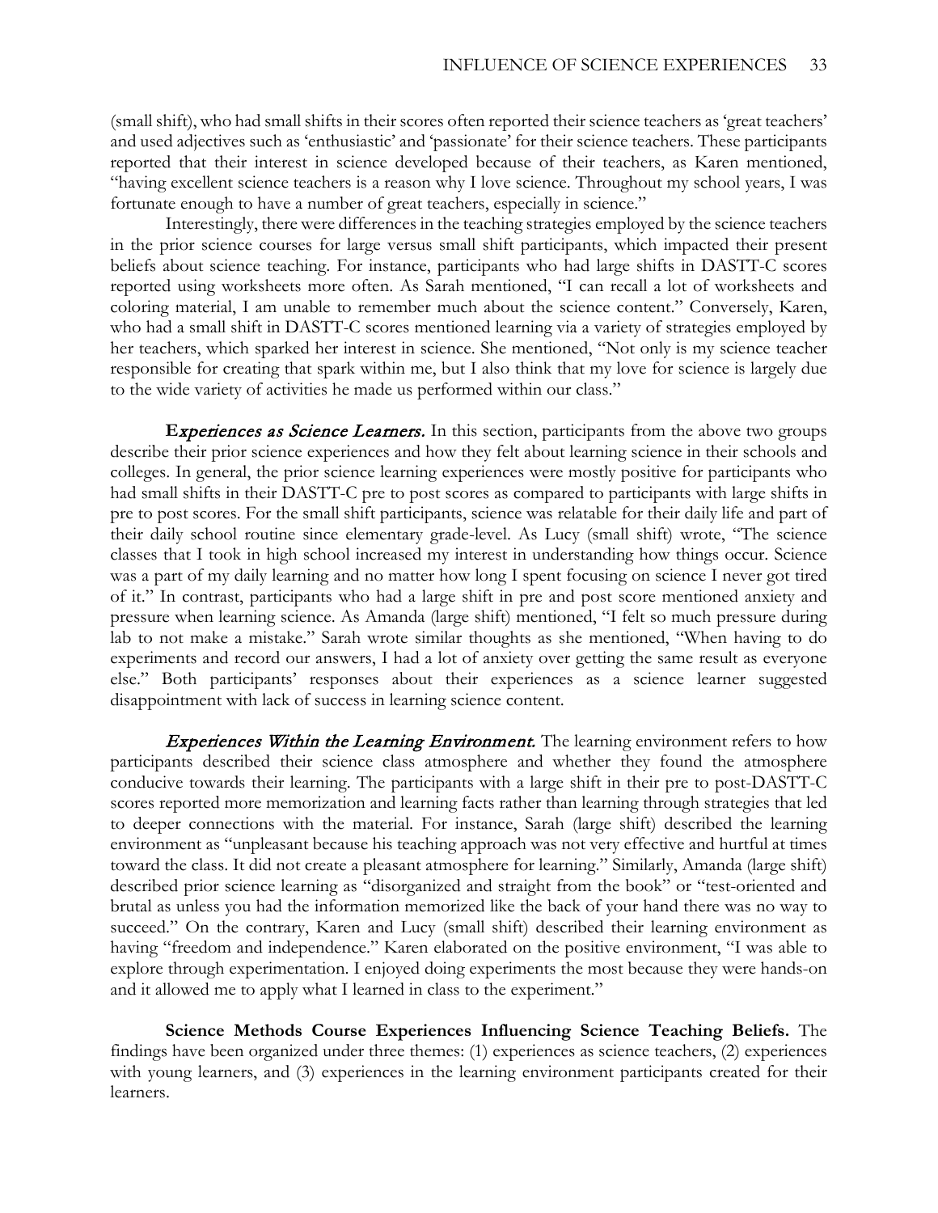(small shift), who had small shifts in their scores often reported their science teachers as 'great teachers' and used adjectives such as 'enthusiastic' and 'passionate' for their science teachers. These participants reported that their interest in science developed because of their teachers, as Karen mentioned, "having excellent science teachers is a reason why I love science. Throughout my school years, I was fortunate enough to have a number of great teachers, especially in science."

Interestingly, there were differences in the teaching strategies employed by the science teachers in the prior science courses for large versus small shift participants, which impacted their present beliefs about science teaching. For instance, participants who had large shifts in DASTT-C scores reported using worksheets more often. As Sarah mentioned, "I can recall a lot of worksheets and coloring material, I am unable to remember much about the science content." Conversely, Karen, who had a small shift in DASTT-C scores mentioned learning via a variety of strategies employed by her teachers, which sparked her interest in science. She mentioned, "Not only is my science teacher responsible for creating that spark within me, but I also think that my love for science is largely due to the wide variety of activities he made us performed within our class."

***Experiences as Science Learners.*** In this section, participants from the above two groups describe their prior science experiences and how they felt about learning science in their schools and colleges. In general, the prior science learning experiences were mostly positive for participants who had small shifts in their DASTT-C pre to post scores as compared to participants with large shifts in pre to post scores. For the small shift participants, science was relatable for their daily life and part of their daily school routine since elementary grade-level. As Lucy (small shift) wrote, "The science classes that I took in high school increased my interest in understanding how things occur. Science was a part of my daily learning and no matter how long I spent focusing on science I never got tired of it." In contrast, participants who had a large shift in pre and post score mentioned anxiety and pressure when learning science. As Amanda (large shift) mentioned, "I felt so much pressure during lab to not make a mistake." Sarah wrote similar thoughts as she mentioned, "When having to do experiments and record our answers, I had a lot of anxiety over getting the same result as everyone else." Both participants' responses about their experiences as a science learner suggested disappointment with lack of success in learning science content.

***Experiences Within the Learning Environment.*** The learning environment refers to how participants described their science class atmosphere and whether they found the atmosphere conducive towards their learning. The participants with a large shift in their pre to post-DASTT-C scores reported more memorization and learning facts rather than learning through strategies that led to deeper connections with the material. For instance, Sarah (large shift) described the learning environment as "unpleasant because his teaching approach was not very effective and hurtful at times toward the class. It did not create a pleasant atmosphere for learning." Similarly, Amanda (large shift) described prior science learning as "disorganized and straight from the book" or "test-oriented and brutal as unless you had the information memorized like the back of your hand there was no way to succeed." On the contrary, Karen and Lucy (small shift) described their learning environment as having "freedom and independence." Karen elaborated on the positive environment, "I was able to explore through experimentation. I enjoyed doing experiments the most because they were hands-on and it allowed me to apply what I learned in class to the experiment."

**Science Methods Course Experiences Influencing Science Teaching Beliefs.** The findings have been organized under three themes: (1) experiences as science teachers, (2) experiences with young learners, and (3) experiences in the learning environment participants created for their learners.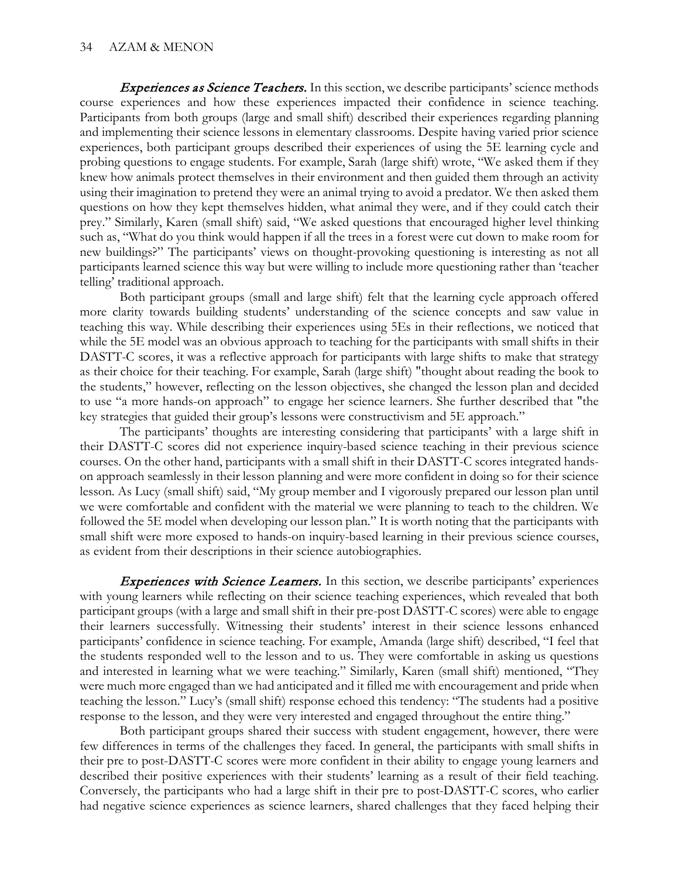*Experiences as Science Teachers.* In this section, we describe participants' science methods course experiences and how these experiences impacted their confidence in science teaching. Participants from both groups (large and small shift) described their experiences regarding planning and implementing their science lessons in elementary classrooms. Despite having varied prior science experiences, both participant groups described their experiences of using the 5E learning cycle and probing questions to engage students. For example, Sarah (large shift) wrote, "We asked them if they knew how animals protect themselves in their environment and then guided them through an activity using their imagination to pretend they were an animal trying to avoid a predator. We then asked them questions on how they kept themselves hidden, what animal they were, and if they could catch their prey." Similarly, Karen (small shift) said, "We asked questions that encouraged higher level thinking such as, "What do you think would happen if all the trees in a forest were cut down to make room for new buildings?" The participants' views on thought-provoking questioning is interesting as not all participants learned science this way but were willing to include more questioning rather than 'teacher telling' traditional approach.

Both participant groups (small and large shift) felt that the learning cycle approach offered more clarity towards building students' understanding of the science concepts and saw value in teaching this way. While describing their experiences using 5Es in their reflections, we noticed that while the 5E model was an obvious approach to teaching for the participants with small shifts in their DASTT-C scores, it was a reflective approach for participants with large shifts to make that strategy as their choice for their teaching. For example, Sarah (large shift) "thought about reading the book to the students," however, reflecting on the lesson objectives, she changed the lesson plan and decided to use "a more hands-on approach" to engage her science learners. She further described that "the key strategies that guided their group's lessons were constructivism and 5E approach."

The participants' thoughts are interesting considering that participants' with a large shift in their DASTT-C scores did not experience inquiry-based science teaching in their previous science courses. On the other hand, participants with a small shift in their DASTT-C scores integrated hands-on approach seamlessly in their lesson planning and were more confident in doing so for their science lesson. As Lucy (small shift) said, "My group member and I vigorously prepared our lesson plan until we were comfortable and confident with the material we were planning to teach to the children. We followed the 5E model when developing our lesson plan." It is worth noting that the participants with small shift were more exposed to hands-on inquiry-based learning in their previous science courses, as evident from their descriptions in their science autobiographies.

*Experiences with Science Learners.* In this section, we describe participants' experiences with young learners while reflecting on their science teaching experiences, which revealed that both participant groups (with a large and small shift in their pre-post DASTT-C scores) were able to engage their learners successfully. Witnessing their students' interest in their science lessons enhanced participants' confidence in science teaching. For example, Amanda (large shift) described, "I feel that the students responded well to the lesson and to us. They were comfortable in asking us questions and interested in learning what we were teaching." Similarly, Karen (small shift) mentioned, "They were much more engaged than we had anticipated and it filled me with encouragement and pride when teaching the lesson." Lucy's (small shift) response echoed this tendency: "The students had a positive response to the lesson, and they were very interested and engaged throughout the entire thing."

Both participant groups shared their success with student engagement, however, there were few differences in terms of the challenges they faced. In general, the participants with small shifts in their pre to post-DASTT-C scores were more confident in their ability to engage young learners and described their positive experiences with their students' learning as a result of their field teaching. Conversely, the participants who had a large shift in their pre to post-DASTT-C scores, who earlier had negative science experiences as science learners, shared challenges that they faced helping their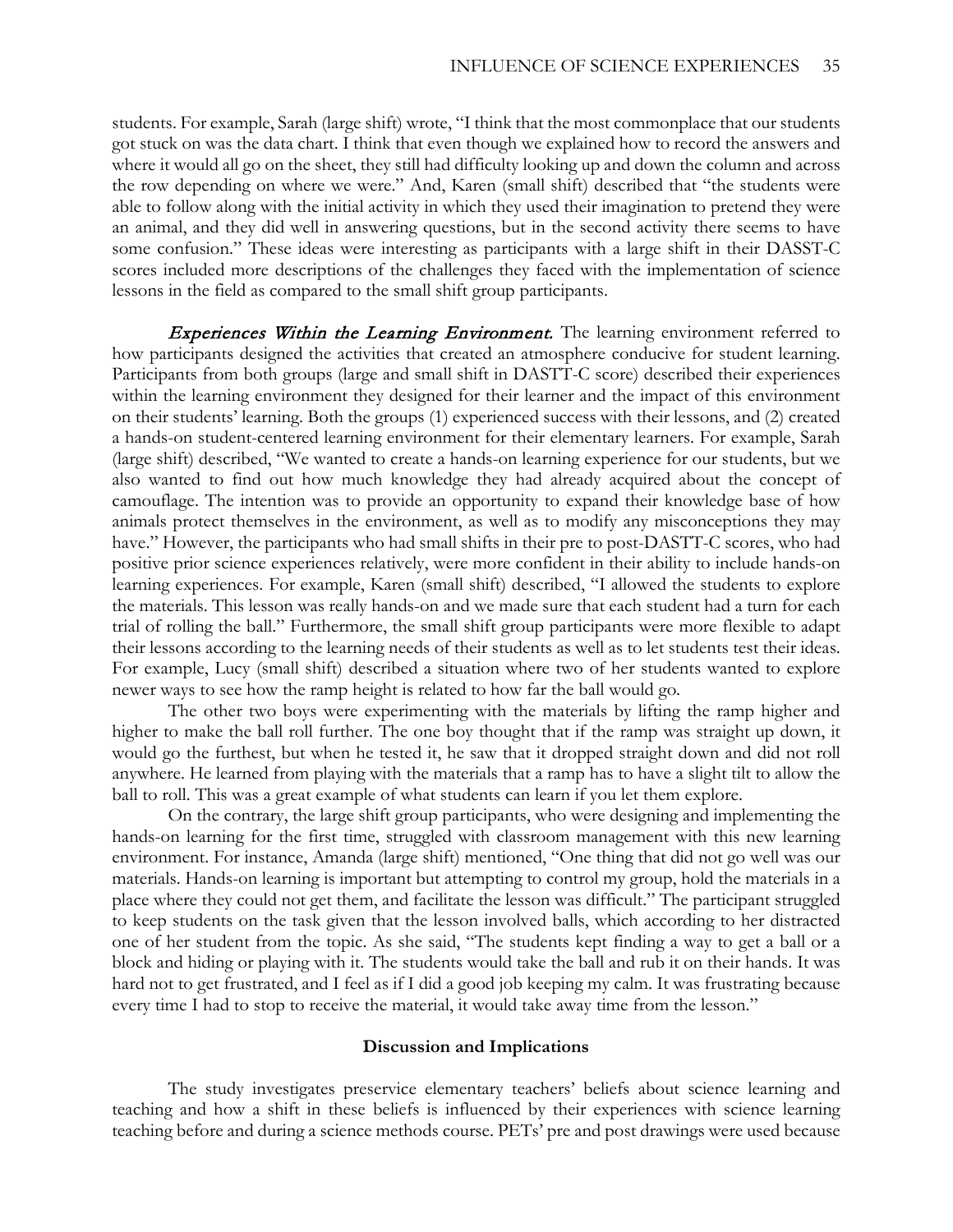students. For example, Sarah (large shift) wrote, "I think that the most commonplace that our students got stuck on was the data chart. I think that even though we explained how to record the answers and where it would all go on the sheet, they still had difficulty looking up and down the column and across the row depending on where we were." And, Karen (small shift) described that "the students were able to follow along with the initial activity in which they used their imagination to pretend they were an animal, and they did well in answering questions, but in the second activity there seems to have some confusion." These ideas were interesting as participants with a large shift in their DASST-C scores included more descriptions of the challenges they faced with the implementation of science lessons in the field as compared to the small shift group participants.

*Experiences Within the Learning Environment.* The learning environment referred to how participants designed the activities that created an atmosphere conducive for student learning. Participants from both groups (large and small shift in DASTT-C score) described their experiences within the learning environment they designed for their learner and the impact of this environment on their students' learning. Both the groups (1) experienced success with their lessons, and (2) created a hands-on student-centered learning environment for their elementary learners. For example, Sarah (large shift) described, "We wanted to create a hands-on learning experience for our students, but we also wanted to find out how much knowledge they had already acquired about the concept of camouflage. The intention was to provide an opportunity to expand their knowledge base of how animals protect themselves in the environment, as well as to modify any misconceptions they may have." However, the participants who had small shifts in their pre to post-DASTT-C scores, who had positive prior science experiences relatively, were more confident in their ability to include hands-on learning experiences. For example, Karen (small shift) described, "I allowed the students to explore the materials. This lesson was really hands-on and we made sure that each student had a turn for each trial of rolling the ball." Furthermore, the small shift group participants were more flexible to adapt their lessons according to the learning needs of their students as well as to let students test their ideas. For example, Lucy (small shift) described a situation where two of her students wanted to explore newer ways to see how the ramp height is related to how far the ball would go.

The other two boys were experimenting with the materials by lifting the ramp higher and higher to make the ball roll further. The one boy thought that if the ramp was straight up down, it would go the furthest, but when he tested it, he saw that it dropped straight down and did not roll anywhere. He learned from playing with the materials that a ramp has to have a slight tilt to allow the ball to roll. This was a great example of what students can learn if you let them explore.

On the contrary, the large shift group participants, who were designing and implementing the hands-on learning for the first time, struggled with classroom management with this new learning environment. For instance, Amanda (large shift) mentioned, "One thing that did not go well was our materials. Hands-on learning is important but attempting to control my group, hold the materials in a place where they could not get them, and facilitate the lesson was difficult." The participant struggled to keep students on the task given that the lesson involved balls, which according to her distracted one of her student from the topic. As she said, "The students kept finding a way to get a ball or a block and hiding or playing with it. The students would take the ball and rub it on their hands. It was hard not to get frustrated, and I feel as if I did a good job keeping my calm. It was frustrating because every time I had to stop to receive the material, it would take away time from the lesson."

## Discussion and Implications

The study investigates preservice elementary teachers' beliefs about science learning and teaching and how a shift in these beliefs is influenced by their experiences with science learning teaching before and during a science methods course. PETs' pre and post drawings were used because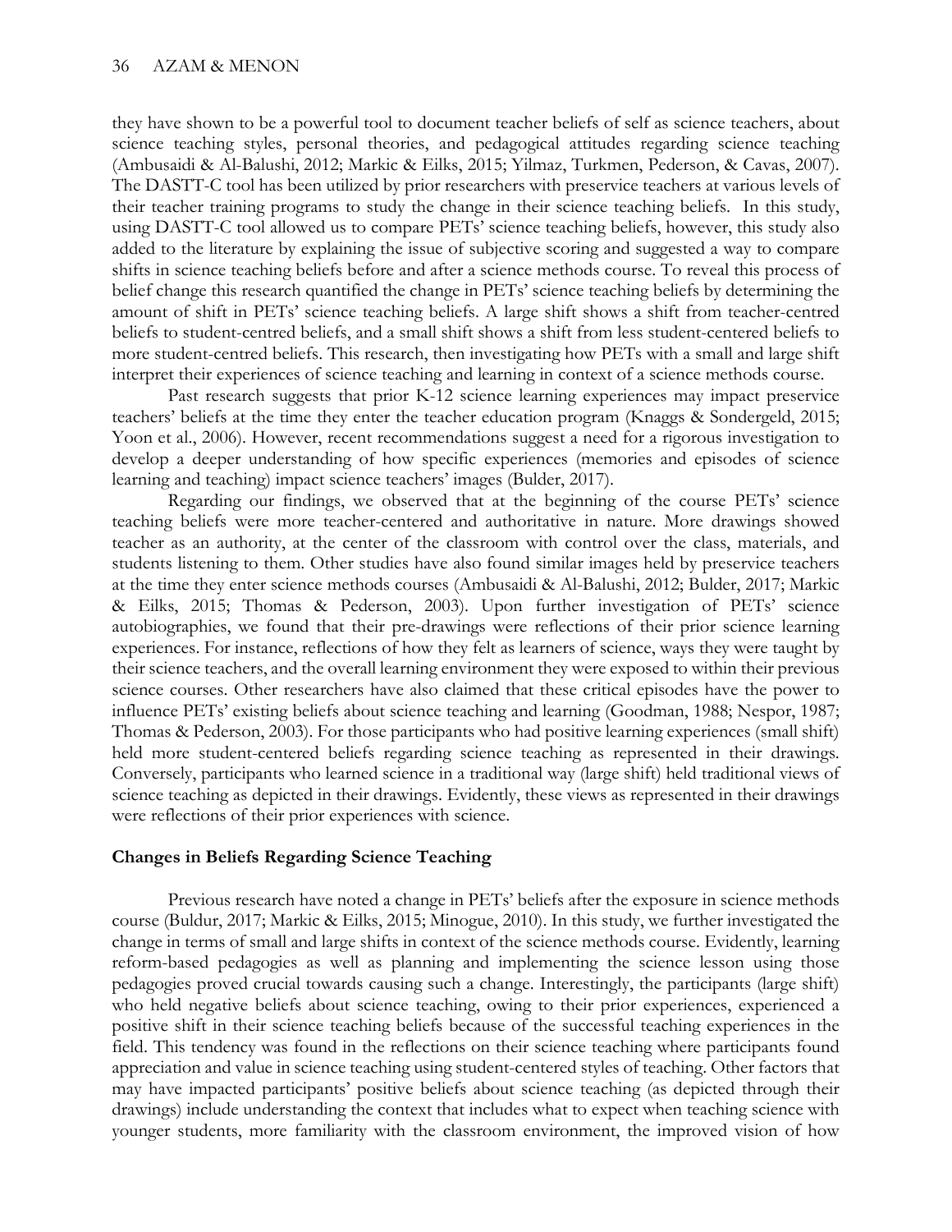they have shown to be a powerful tool to document teacher beliefs of self as science teachers, about science teaching styles, personal theories, and pedagogical attitudes regarding science teaching (Ambusaidi & Al-Balushi, 2012; Markic & Eilks, 2015; Yilmaz, Turkmen, Pederson, & Cavas, 2007). The DASTT-C tool has been utilized by prior researchers with preservice teachers at various levels of their teacher training programs to study the change in their science teaching beliefs. In this study, using DASTT-C tool allowed us to compare PETs' science teaching beliefs, however, this study also added to the literature by explaining the issue of subjective scoring and suggested a way to compare shifts in science teaching beliefs before and after a science methods course. To reveal this process of belief change this research quantified the change in PETs' science teaching beliefs by determining the amount of shift in PETs' science teaching beliefs. A large shift shows a shift from teacher-centred beliefs to student-centred beliefs, and a small shift shows a shift from less student-centered beliefs to more student-centred beliefs. This research, then investigating how PETs with a small and large shift interpret their experiences of science teaching and learning in context of a science methods course.

Past research suggests that prior K-12 science learning experiences may impact preservice teachers' beliefs at the time they enter the teacher education program (Knaggs & Sondergeld, 2015; Yoon et al., 2006). However, recent recommendations suggest a need for a rigorous investigation to develop a deeper understanding of how specific experiences (memories and episodes of science learning and teaching) impact science teachers' images (Bulder, 2017).

Regarding our findings, we observed that at the beginning of the course PETs' science teaching beliefs were more teacher-centered and authoritative in nature. More drawings showed teacher as an authority, at the center of the classroom with control over the class, materials, and students listening to them. Other studies have also found similar images held by preservice teachers at the time they enter science methods courses (Ambusaidi & Al-Balushi, 2012; Bulder, 2017; Markic & Eilks, 2015; Thomas & Pederson, 2003). Upon further investigation of PETs' science autobiographies, we found that their pre-drawings were reflections of their prior science learning experiences. For instance, reflections of how they felt as learners of science, ways they were taught by their science teachers, and the overall learning environment they were exposed to within their previous science courses. Other researchers have also claimed that these critical episodes have the power to influence PETs' existing beliefs about science teaching and learning (Goodman, 1988; Nespor, 1987; Thomas & Pederson, 2003). For those participants who had positive learning experiences (small shift) held more student-centered beliefs regarding science teaching as represented in their drawings. Conversely, participants who learned science in a traditional way (large shift) held traditional views of science teaching as depicted in their drawings. Evidently, these views as represented in their drawings were reflections of their prior experiences with science.

### Changes in Beliefs Regarding Science Teaching

Previous research have noted a change in PETs' beliefs after the exposure in science methods course (Buldur, 2017; Markic & Eilks, 2015; Minogue, 2010). In this study, we further investigated the change in terms of small and large shifts in context of the science methods course. Evidently, learning reform-based pedagogies as well as planning and implementing the science lesson using those pedagogies proved crucial towards causing such a change. Interestingly, the participants (large shift) who held negative beliefs about science teaching, owing to their prior experiences, experienced a positive shift in their science teaching beliefs because of the successful teaching experiences in the field. This tendency was found in the reflections on their science teaching where participants found appreciation and value in science teaching using student-centered styles of teaching. Other factors that may have impacted participants' positive beliefs about science teaching (as depicted through their drawings) include understanding the context that includes what to expect when teaching science with younger students, more familiarity with the classroom environment, the improved vision of how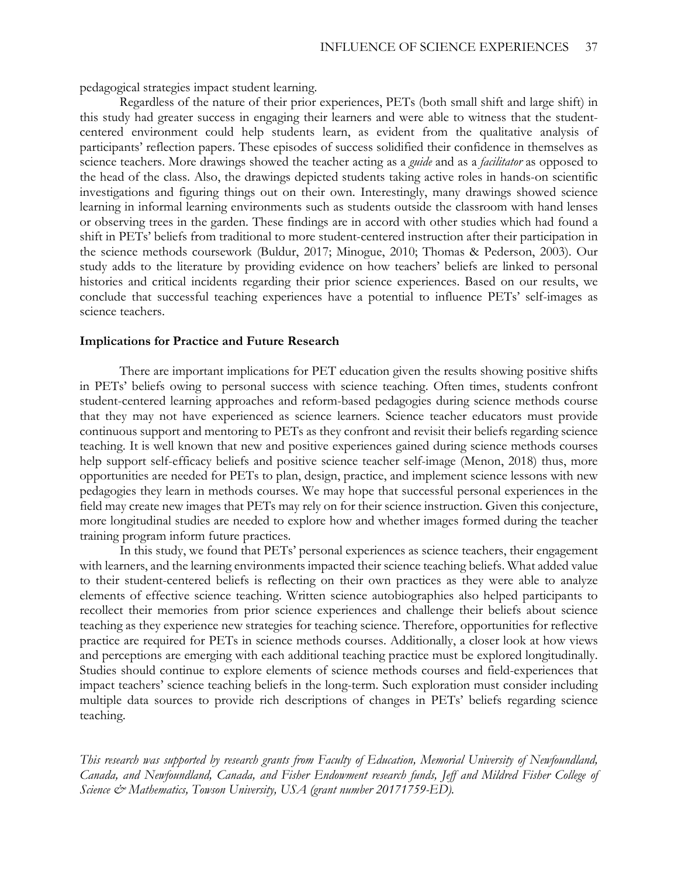pedagogical strategies impact student learning.

Regardless of the nature of their prior experiences, PETs (both small shift and large shift) in this study had greater success in engaging their learners and were able to witness that the student-centered environment could help students learn, as evident from the qualitative analysis of participants' reflection papers. These episodes of success solidified their confidence in themselves as science teachers. More drawings showed the teacher acting as a *guide* and as a *facilitator* as opposed to the head of the class. Also, the drawings depicted students taking active roles in hands-on scientific investigations and figuring things out on their own. Interestingly, many drawings showed science learning in informal learning environments such as students outside the classroom with hand lenses or observing trees in the garden. These findings are in accord with other studies which had found a shift in PETs' beliefs from traditional to more student-centered instruction after their participation in the science methods coursework (Buldur, 2017; Minogue, 2010; Thomas & Pederson, 2003). Our study adds to the literature by providing evidence on how teachers' beliefs are linked to personal histories and critical incidents regarding their prior science experiences. Based on our results, we conclude that successful teaching experiences have a potential to influence PETs' self-images as science teachers.

### Implications for Practice and Future Research

There are important implications for PET education given the results showing positive shifts in PETs' beliefs owing to personal success with science teaching. Often times, students confront student-centered learning approaches and reform-based pedagogies during science methods course that they may not have experienced as science learners. Science teacher educators must provide continuous support and mentoring to PETs as they confront and revisit their beliefs regarding science teaching. It is well known that new and positive experiences gained during science methods courses help support self-efficacy beliefs and positive science teacher self-image (Menon, 2018) thus, more opportunities are needed for PETs to plan, design, practice, and implement science lessons with new pedagogies they learn in methods courses. We may hope that successful personal experiences in the field may create new images that PETs may rely on for their science instruction. Given this conjecture, more longitudinal studies are needed to explore how and whether images formed during the teacher training program inform future practices.

In this study, we found that PETs' personal experiences as science teachers, their engagement with learners, and the learning environments impacted their science teaching beliefs. What added value to their student-centered beliefs is reflecting on their own practices as they were able to analyze elements of effective science teaching. Written science autobiographies also helped participants to recollect their memories from prior science experiences and challenge their beliefs about science teaching as they experience new strategies for teaching science. Therefore, opportunities for reflective practice are required for PETs in science methods courses. Additionally, a closer look at how views and perceptions are emerging with each additional teaching practice must be explored longitudinally. Studies should continue to explore elements of science methods courses and field-experiences that impact teachers' science teaching beliefs in the long-term. Such exploration must consider including multiple data sources to provide rich descriptions of changes in PETs' beliefs regarding science teaching.

*This research was supported by research grants from Faculty of Education, Memorial University of Newfoundland, Canada, and Newfoundland, Canada, and Fisher Endowment research funds, Jeff and Mildred Fisher College of Science & Mathematics, Towson University, USA (grant number 20171759-ED).*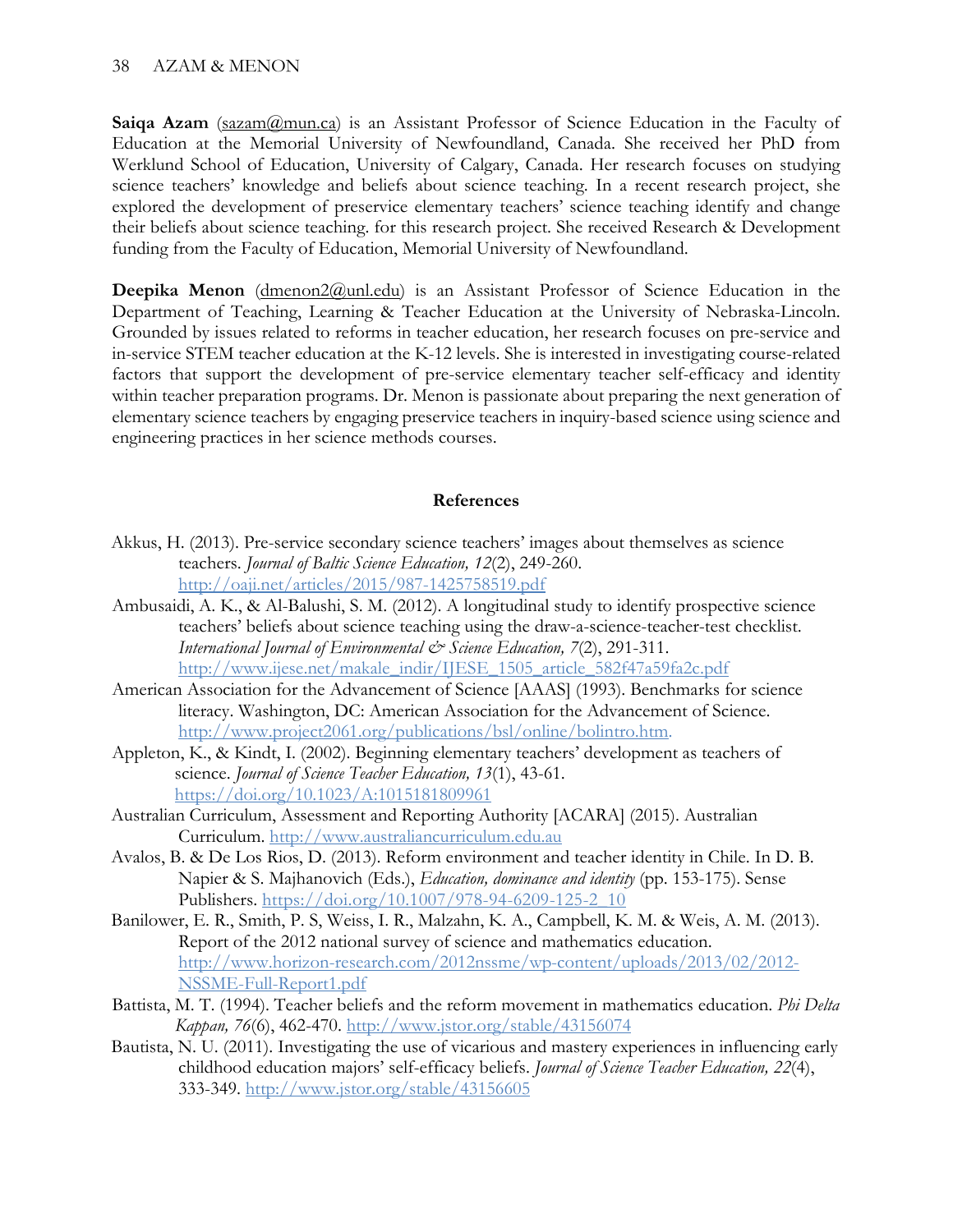**Saiqa Azam** (sazam@mun.ca) is an Assistant Professor of Science Education in the Faculty of Education at the Memorial University of Newfoundland, Canada. She received her PhD from Werklund School of Education, University of Calgary, Canada. Her research focuses on studying science teachers' knowledge and beliefs about science teaching. In a recent research project, she explored the development of preservice elementary teachers' science teaching identify and change their beliefs about science teaching. for this research project. She received Research & Development funding from the Faculty of Education, Memorial University of Newfoundland.

**Deepika Menon** (dmenon2@unl.edu) is an Assistant Professor of Science Education in the Department of Teaching, Learning & Teacher Education at the University of Nebraska-Lincoln. Grounded by issues related to reforms in teacher education, her research focuses on pre-service and in-service STEM teacher education at the K-12 levels. She is interested in investigating course-related factors that support the development of pre-service elementary teacher self-efficacy and identity within teacher preparation programs. Dr. Menon is passionate about preparing the next generation of elementary science teachers by engaging preservice teachers in inquiry-based science using science and engineering practices in her science methods courses.

## References

Akkus, H. (2013). Pre-service secondary science teachers' images about themselves as science teachers. *Journal of Baltic Science Education, 12*(2), 249-260. http://oaji.net/articles/2015/987-1425758519.pdf

Ambusaidi, A. K., & Al-Balushi, S. M. (2012). A longitudinal study to identify prospective science teachers' beliefs about science teaching using the draw-a-science-teacher-test checklist. *International Journal of Environmental & Science Education, 7*(2), 291-311. http://www.ijese.net/makale_indir/IJESE_1505_article_582f47a59fa2c.pdf

American Association for the Advancement of Science [AAAS] (1993). Benchmarks for science literacy. Washington, DC: American Association for the Advancement of Science. http://www.project2061.org/publications/bsl/online/bolintro.htm.

Appleton, K., & Kindt, I. (2002). Beginning elementary teachers' development as teachers of science. *Journal of Science Teacher Education, 13*(1), 43-61. https://doi.org/10.1023/A:1015181809961

Australian Curriculum, Assessment and Reporting Authority [ACARA] (2015). Australian Curriculum. http://www.australiancurriculum.edu.au

Avalos, B. & De Los Rios, D. (2013). Reform environment and teacher identity in Chile. In D. B. Napier & S. Majhanovich (Eds.), *Education, dominance and identity* (pp. 153-175). Sense Publishers. https://doi.org/10.1007/978-94-6209-125-2_10

Banilower, E. R., Smith, P. S, Weiss, I. R., Malzahn, K. A., Campbell, K. M. & Weis, A. M. (2013). Report of the 2012 national survey of science and mathematics education. http://www.horizon-research.com/2012nssme/wp-content/uploads/2013/02/2012-NSSME-Full-Report1.pdf

Battista, M. T. (1994). Teacher beliefs and the reform movement in mathematics education. *Phi Delta Kappan, 76*(6), 462-470. http://www.jstor.org/stable/43156074

Bautista, N. U. (2011). Investigating the use of vicarious and mastery experiences in influencing early childhood education majors' self-efficacy beliefs. *Journal of Science Teacher Education, 22*(4), 333-349. http://www.jstor.org/stable/43156605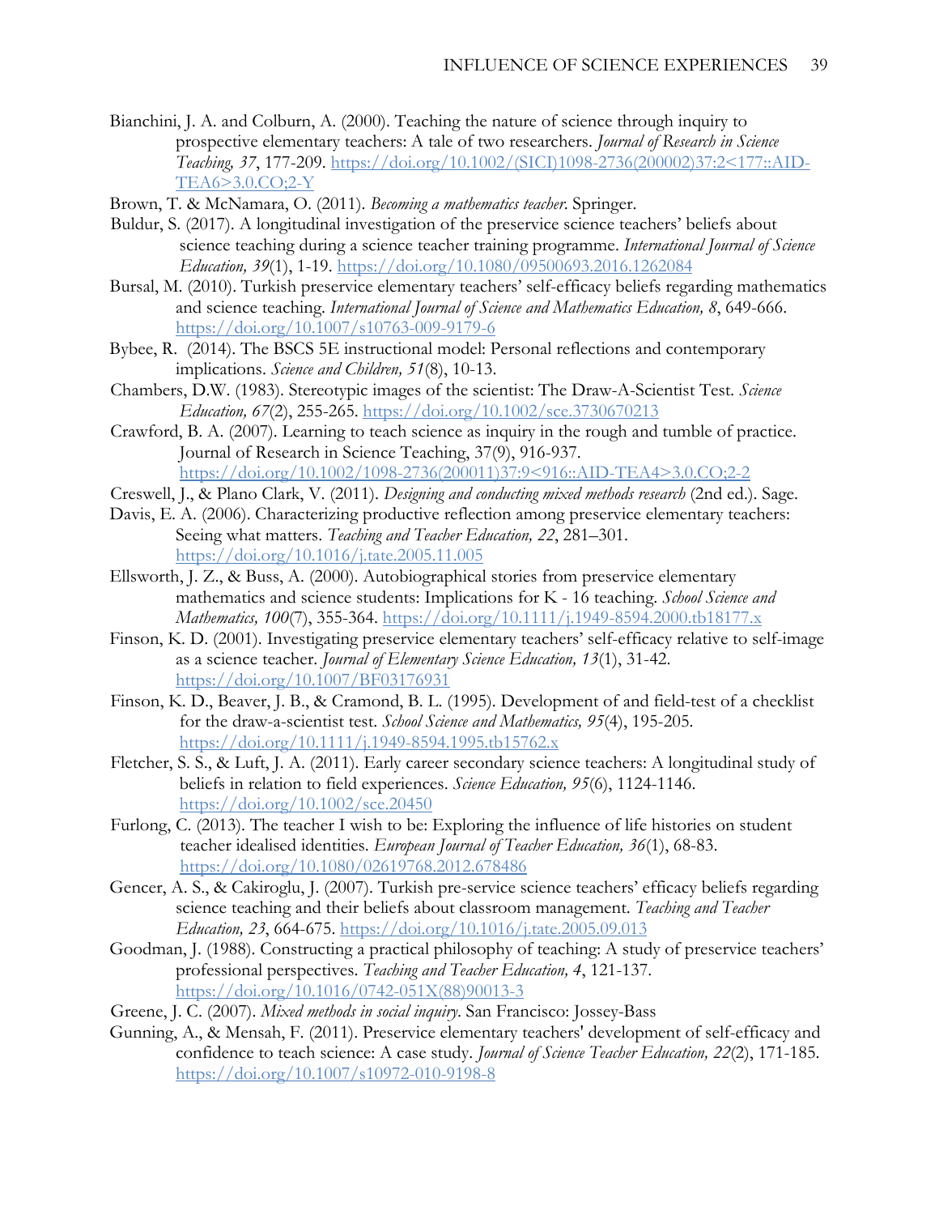Bianchini, J. A. and Colburn, A. (2000). Teaching the nature of science through inquiry to prospective elementary teachers: A tale of two researchers. *Journal of Research in Science Teaching, 37*, 177-209. https://doi.org/10.1002/(SICI)1098-2736(200002)37:2<177::AID-TEA6>3.0.CO;2-Y

Brown, T. & McNamara, O. (2011). *Becoming a mathematics teacher*. Springer.

Buldur, S. (2017). A longitudinal investigation of the preservice science teachers' beliefs about science teaching during a science teacher training programme. *International Journal of Science Education, 39*(1), 1-19. https://doi.org/10.1080/09500693.2016.1262084

Bursal, M. (2010). Turkish preservice elementary teachers' self-efficacy beliefs regarding mathematics and science teaching. *International Journal of Science and Mathematics Education, 8*, 649-666. https://doi.org/10.1007/s10763-009-9179-6

Bybee, R. (2014). The BSCS 5E instructional model: Personal reflections and contemporary implications. *Science and Children, 51*(8), 10-13.

Chambers, D.W. (1983). Stereotypic images of the scientist: The Draw-A-Scientist Test. *Science Education, 67*(2), 255-265. https://doi.org/10.1002/sce.3730670213

Crawford, B. A. (2007). Learning to teach science as inquiry in the rough and tumble of practice. Journal of Research in Science Teaching, 37(9), 916-937. https://doi.org/10.1002/1098-2736(200011)37:9<916::AID-TEA4>3.0.CO;2-2

Creswell, J., & Plano Clark, V. (2011). *Designing and conducting mixed methods research* (2nd ed.). Sage.

Davis, E. A. (2006). Characterizing productive reflection among preservice elementary teachers: Seeing what matters. *Teaching and Teacher Education, 22*, 281–301. https://doi.org/10.1016/j.tate.2005.11.005

Ellsworth, J. Z., & Buss, A. (2000). Autobiographical stories from preservice elementary mathematics and science students: Implications for K - 16 teaching. *School Science and Mathematics, 100*(7), 355-364. https://doi.org/10.1111/j.1949-8594.2000.tb18177.x

Finson, K. D. (2001). Investigating preservice elementary teachers' self-efficacy relative to self-image as a science teacher. *Journal of Elementary Science Education, 13*(1), 31-42. https://doi.org/10.1007/BF03176931

Finson, K. D., Beaver, J. B., & Cramond, B. L. (1995). Development of and field-test of a checklist for the draw-a-scientist test. *School Science and Mathematics, 95*(4), 195-205. https://doi.org/10.1111/j.1949-8594.1995.tb15762.x

Fletcher, S. S., & Luft, J. A. (2011). Early career secondary science teachers: A longitudinal study of beliefs in relation to field experiences. *Science Education, 95*(6), 1124-1146. https://doi.org/10.1002/sce.20450

Furlong, C. (2013). The teacher I wish to be: Exploring the influence of life histories on student teacher idealised identities. *European Journal of Teacher Education, 36*(1), 68-83. https://doi.org/10.1080/02619768.2012.678486

Gencer, A. S., & Cakiroglu, J. (2007). Turkish pre-service science teachers' efficacy beliefs regarding science teaching and their beliefs about classroom management. *Teaching and Teacher Education, 23*, 664-675. https://doi.org/10.1016/j.tate.2005.09.013

Goodman, J. (1988). Constructing a practical philosophy of teaching: A study of preservice teachers' professional perspectives. *Teaching and Teacher Education, 4*, 121-137. https://doi.org/10.1016/0742-051X(88)90013-3

Greene, J. C. (2007). *Mixed methods in social inquiry*. San Francisco: Jossey-Bass

Gunning, A., & Mensah, F. (2011). Preservice elementary teachers' development of self-efficacy and confidence to teach science: A case study. *Journal of Science Teacher Education, 22*(2), 171-185. https://doi.org/10.1007/s10972-010-9198-8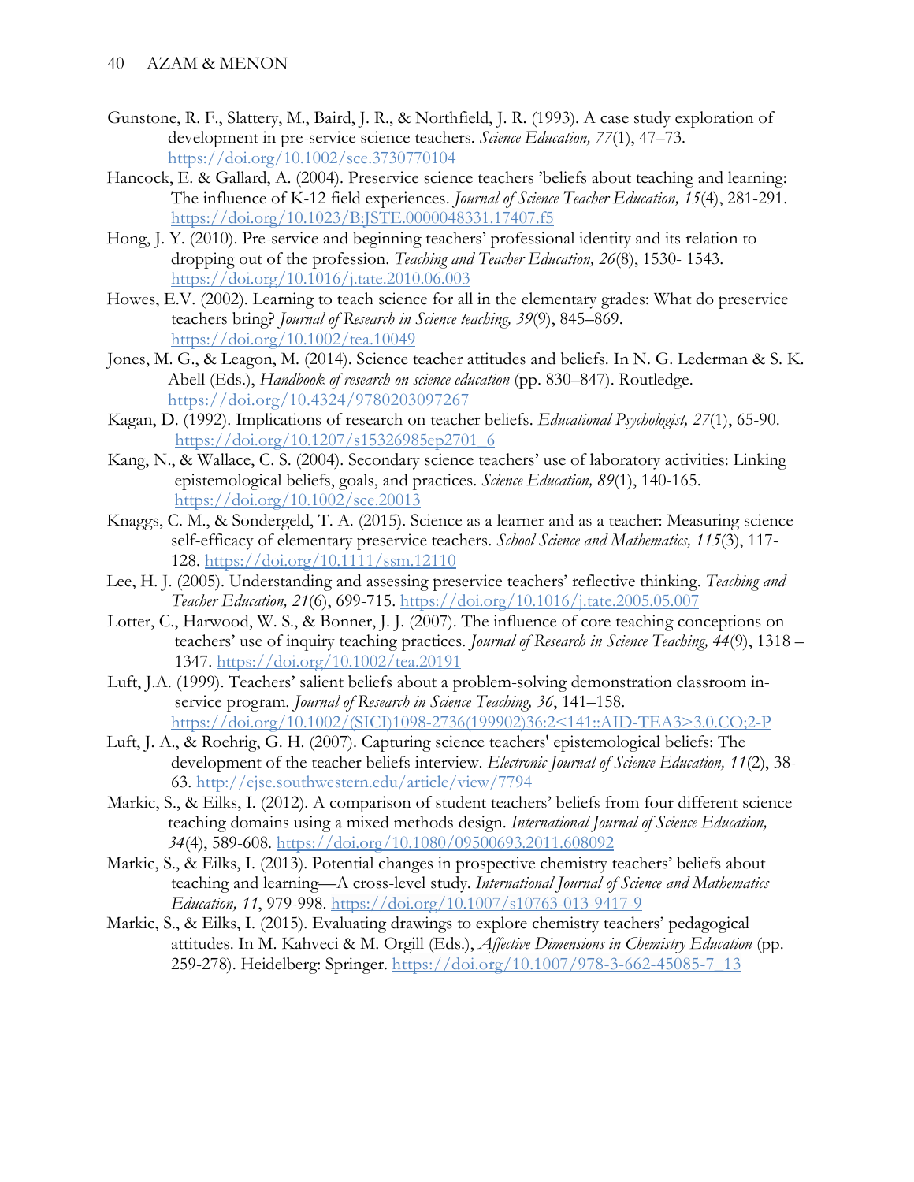Gunstone, R. F., Slattery, M., Baird, J. R., & Northfield, J. R. (1993). A case study exploration of development in pre-service science teachers. *Science Education, 77*(1), 47–73. https://doi.org/10.1002/sce.3730770104

Hancock, E. & Gallard, A. (2004). Preservice science teachers 'beliefs about teaching and learning: The influence of K-12 field experiences. *Journal of Science Teacher Education, 15*(4), 281-291. https://doi.org/10.1023/B:JSTE.0000048331.17407.f5

Hong, J. Y. (2010). Pre-service and beginning teachers' professional identity and its relation to dropping out of the profession. *Teaching and Teacher Education, 26*(8), 1530- 1543. https://doi.org/10.1016/j.tate.2010.06.003

Howes, E.V. (2002). Learning to teach science for all in the elementary grades: What do preservice teachers bring? *Journal of Research in Science teaching, 39*(9), 845–869. https://doi.org/10.1002/tea.10049

Jones, M. G., & Leagon, M. (2014). Science teacher attitudes and beliefs. In N. G. Lederman & S. K. Abell (Eds.), *Handbook of research on science education* (pp. 830–847). Routledge. https://doi.org/10.4324/9780203097267

Kagan, D. (1992). Implications of research on teacher beliefs. *Educational Psychologist, 27*(1), 65-90. https://doi.org/10.1207/s15326985ep2701_6

Kang, N., & Wallace, C. S. (2004). Secondary science teachers' use of laboratory activities: Linking epistemological beliefs, goals, and practices. *Science Education, 89*(1), 140-165. https://doi.org/10.1002/sce.20013

Knaggs, C. M., & Sondergeld, T. A. (2015). Science as a learner and as a teacher: Measuring science self-efficacy of elementary preservice teachers. *School Science and Mathematics, 115*(3), 117-128. https://doi.org/10.1111/ssm.12110

Lee, H. J. (2005). Understanding and assessing preservice teachers' reflective thinking. *Teaching and Teacher Education, 21*(6), 699-715. https://doi.org/10.1016/j.tate.2005.05.007

Lotter, C., Harwood, W. S., & Bonner, J. J. (2007). The influence of core teaching conceptions on teachers' use of inquiry teaching practices. *Journal of Research in Science Teaching, 44*(9), 1318 – 1347. https://doi.org/10.1002/tea.20191

Luft, J.A. (1999). Teachers' salient beliefs about a problem-solving demonstration classroom in-service program. *Journal of Research in Science Teaching, 36*, 141–158. https://doi.org/10.1002/(SICI)1098-2736(199902)36:2<141::AID-TEA3>3.0.CO;2-P

Luft, J. A., & Roehrig, G. H. (2007). Capturing science teachers' epistemological beliefs: The development of the teacher beliefs interview. *Electronic Journal of Science Education, 11*(2), 38-63. http://ejse.southwestern.edu/article/view/7794

Markic, S., & Eilks, I. (2012). A comparison of student teachers' beliefs from four different science teaching domains using a mixed methods design. *International Journal of Science Education, 34*(4), 589-608. https://doi.org/10.1080/09500693.2011.608092

Markic, S., & Eilks, I. (2013). Potential changes in prospective chemistry teachers' beliefs about teaching and learning—A cross-level study. *International Journal of Science and Mathematics Education, 11*, 979-998. https://doi.org/10.1007/s10763-013-9417-9

Markic, S., & Eilks, I. (2015). Evaluating drawings to explore chemistry teachers' pedagogical attitudes. In M. Kahveci & M. Orgill (Eds.), *Affective Dimensions in Chemistry Education* (pp. 259-278). Heidelberg: Springer. https://doi.org/10.1007/978-3-662-45085-7_13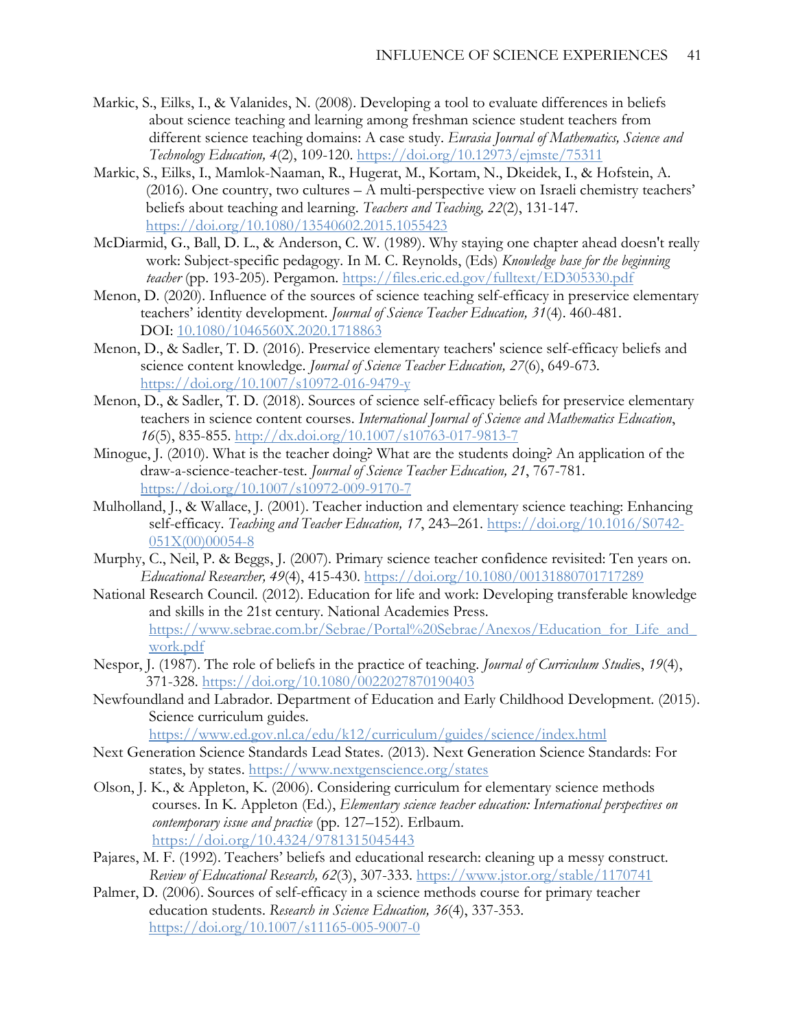Markic, S., Eilks, I., & Valanides, N. (2008). Developing a tool to evaluate differences in beliefs about science teaching and learning among freshman science student teachers from different science teaching domains: A case study. *Eurasia Journal of Mathematics, Science and Technology Education, 4*(2), 109-120. https://doi.org/10.12973/ejmste/75311

Markic, S., Eilks, I., Mamlok-Naaman, R., Hugerat, M., Kortam, N., Dkeidek, I., & Hofstein, A. (2016). One country, two cultures – A multi-perspective view on Israeli chemistry teachers' beliefs about teaching and learning. *Teachers and Teaching, 22*(2), 131-147. https://doi.org/10.1080/13540602.2015.1055423

McDiarmid, G., Ball, D. L., & Anderson, C. W. (1989). Why staying one chapter ahead doesn't really work: Subject-specific pedagogy. In M. C. Reynolds, (Eds) *Knowledge base for the beginning teacher* (pp. 193-205). Pergamon. https://files.eric.ed.gov/fulltext/ED305330.pdf

Menon, D. (2020). Influence of the sources of science teaching self-efficacy in preservice elementary teachers' identity development. *Journal of Science Teacher Education, 31*(4). 460-481. DOI: 10.1080/1046560X.2020.1718863

Menon, D., & Sadler, T. D. (2016). Preservice elementary teachers' science self-efficacy beliefs and science content knowledge. *Journal of Science Teacher Education, 27*(6), 649-673. https://doi.org/10.1007/s10972-016-9479-y

Menon, D., & Sadler, T. D. (2018). Sources of science self-efficacy beliefs for preservice elementary teachers in science content courses. *International Journal of Science and Mathematics Education*, *16*(5), 835-855. http://dx.doi.org/10.1007/s10763-017-9813-7

Minogue, J. (2010). What is the teacher doing? What are the students doing? An application of the draw-a-science-teacher-test. *Journal of Science Teacher Education, 21*, 767-781. https://doi.org/10.1007/s10972-009-9170-7

Mulholland, J., & Wallace, J. (2001). Teacher induction and elementary science teaching: Enhancing self-efficacy. *Teaching and Teacher Education, 17*, 243–261. https://doi.org/10.1016/S0742-051X(00)00054-8

Murphy, C., Neil, P. & Beggs, J. (2007). Primary science teacher confidence revisited: Ten years on. *Educational Researcher, 49*(4), 415-430. https://doi.org/10.1080/00131880701717289

National Research Council. (2012). Education for life and work: Developing transferable knowledge and skills in the 21st century. National Academies Press. https://www.sebrae.com.br/Sebrae/Portal%20Sebrae/Anexos/Education_for_Life_and_work.pdf

Nespor, J. (1987). The role of beliefs in the practice of teaching. *Journal of Curriculum Studies*, *19*(4), 371-328. https://doi.org/10.1080/0022027870190403

Newfoundland and Labrador. Department of Education and Early Childhood Development. (2015). Science curriculum guides. https://www.ed.gov.nl.ca/edu/k12/curriculum/guides/science/index.html

Next Generation Science Standards Lead States. (2013). Next Generation Science Standards: For states, by states. https://www.nextgenscience.org/states

Olson, J. K., & Appleton, K. (2006). Considering curriculum for elementary science methods courses. In K. Appleton (Ed.), *Elementary science teacher education: International perspectives on contemporary issue and practice* (pp. 127–152). Erlbaum. https://doi.org/10.4324/9781315045443

Pajares, M. F. (1992). Teachers' beliefs and educational research: cleaning up a messy construct. *Review of Educational Research, 62*(3), 307-333. https://www.jstor.org/stable/1170741

Palmer, D. (2006). Sources of self-efficacy in a science methods course for primary teacher education students. *Research in Science Education, 36*(4), 337-353. https://doi.org/10.1007/s11165-005-9007-0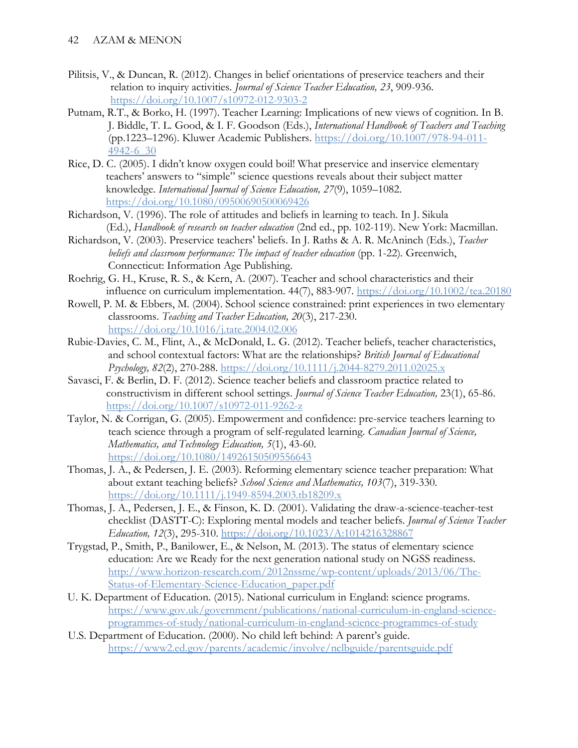Pilitsis, V., & Duncan, R. (2012). Changes in belief orientations of preservice teachers and their relation to inquiry activities. *Journal of Science Teacher Education, 23*, 909-936. https://doi.org/10.1007/s10972-012-9303-2

Putnam, R.T., & Borko, H. (1997). Teacher Learning: Implications of new views of cognition. In B. J. Biddle, T. L. Good, & I. F. Goodson (Eds.), *International Handbook of Teachers and Teaching* (pp.1223–1296). Kluwer Academic Publishers. https://doi.org/10.1007/978-94-011-4942-6_30

Rice, D. C. (2005). I didn't know oxygen could boil! What preservice and inservice elementary teachers' answers to "simple" science questions reveals about their subject matter knowledge. *International Journal of Science Education, 27*(9), 1059–1082. https://doi.org/10.1080/09500690500069426

Richardson, V. (1996). The role of attitudes and beliefs in learning to teach. In J. Sikula (Ed.), *Handbook of research on teacher education* (2nd ed., pp. 102-119). New York: Macmillan.

Richardson, V. (2003). Preservice teachers' beliefs. In J. Raths & A. R. McAninch (Eds.), *Teacher beliefs and classroom performance: The impact of teacher education* (pp. 1-22). Greenwich, Connecticut: Information Age Publishing.

Roehrig, G. H., Kruse, R. S., & Kern, A. (2007). Teacher and school characteristics and their influence on curriculum implementation. 44(7), 883-907. https://doi.org/10.1002/tea.20180

Rowell, P. M. & Ebbers, M. (2004). School science constrained: print experiences in two elementary classrooms. *Teaching and Teacher Education, 20*(3), 217-230. https://doi.org/10.1016/j.tate.2004.02.006

Rubie-Davies, C. M., Flint, A., & McDonald, L. G. (2012). Teacher beliefs, teacher characteristics, and school contextual factors: What are the relationships? *British Journal of Educational Psychology, 82*(2), 270-288. https://doi.org/10.1111/j.2044-8279.2011.02025.x

Savasci, F. & Berlin, D. F. (2012). Science teacher beliefs and classroom practice related to constructivism in different school settings. *Journal of Science Teacher Education,* 23(1), 65-86. https://doi.org/10.1007/s10972-011-9262-z

Taylor, N. & Corrigan, G. (2005). Empowerment and confidence: pre-service teachers learning to teach science through a program of self-regulated learning. *Canadian Journal of Science, Mathematics, and Technology Education, 5*(1), 43-60. https://doi.org/10.1080/14926150509556643

Thomas, J. A., & Pedersen, J. E. (2003). Reforming elementary science teacher preparation: What about extant teaching beliefs? *School Science and Mathematics, 103*(7), 319-330. https://doi.org/10.1111/j.1949-8594.2003.tb18209.x

Thomas, J. A., Pedersen, J. E., & Finson, K. D. (2001). Validating the draw-a-science-teacher-test checklist (DASTT-C): Exploring mental models and teacher beliefs. *Journal of Science Teacher Education, 12*(3), 295-310. https://doi.org/10.1023/A:1014216328867

Trygstad, P., Smith, P., Banilower, E., & Nelson, M. (2013). The status of elementary science education: Are we Ready for the next generation national study on NGSS readiness. http://www.horizon-research.com/2012nssme/wp-content/uploads/2013/06/The-Status-of-Elementary-Science-Education_paper.pdf

U. K. Department of Education. (2015). National curriculum in England: science programs. https://www.gov.uk/government/publications/national-curriculum-in-england-science-programmes-of-study/national-curriculum-in-england-science-programmes-of-study

U.S. Department of Education. (2000). No child left behind: A parent's guide. https://www2.ed.gov/parents/academic/involve/nclbguide/parentsguide.pdf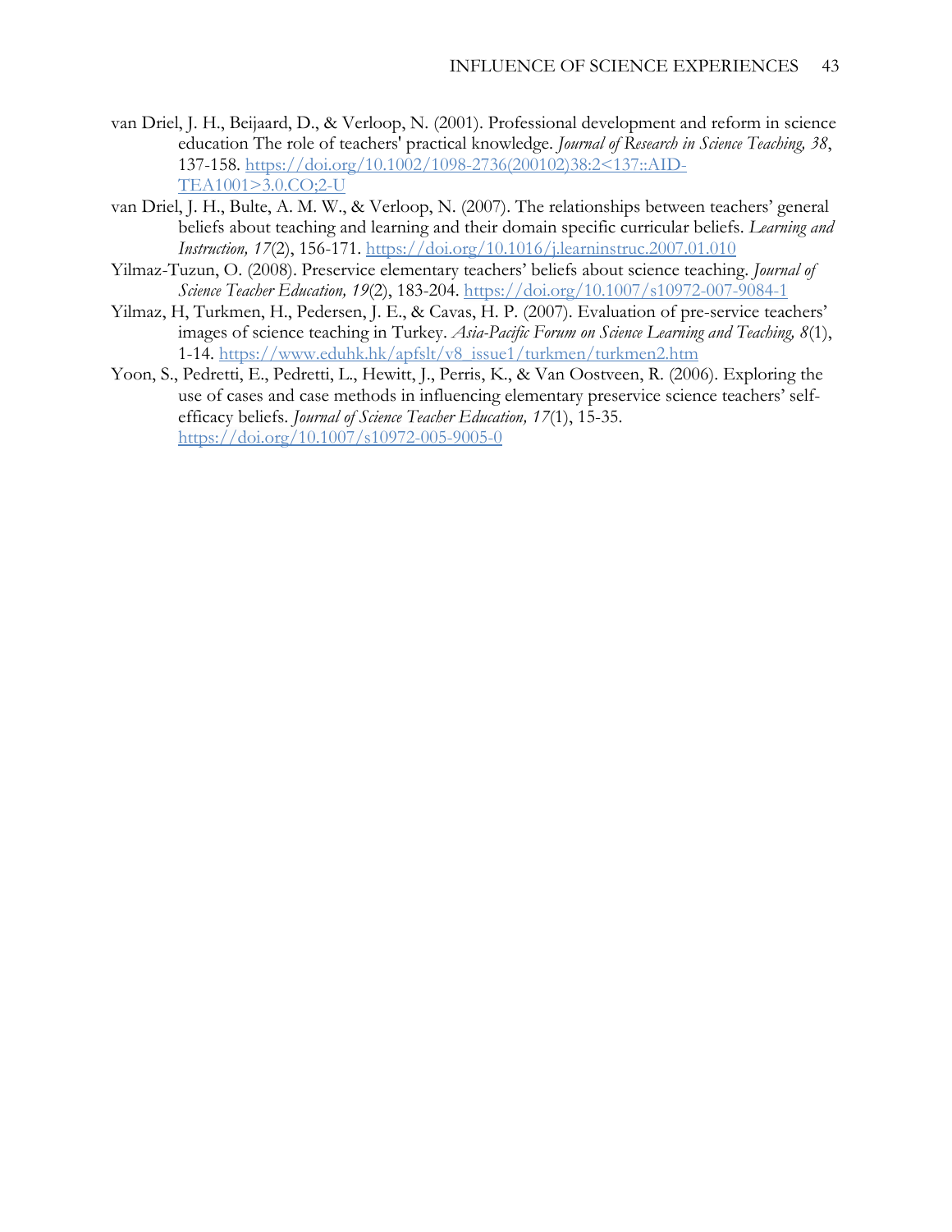van Driel, J. H., Beijaard, D., & Verloop, N. (2001). Professional development and reform in science education The role of teachers' practical knowledge. *Journal of Research in Science Teaching, 38*, 137-158. https://doi.org/10.1002/1098-2736(200102)38:2<137::AID-TEA1001>3.0.CO;2-U

van Driel, J. H., Bulte, A. M. W., & Verloop, N. (2007). The relationships between teachers' general beliefs about teaching and learning and their domain specific curricular beliefs. *Learning and Instruction, 17*(2), 156-171. https://doi.org/10.1016/j.learninstruc.2007.01.010

Yilmaz-Tuzun, O. (2008). Preservice elementary teachers' beliefs about science teaching. *Journal of Science Teacher Education, 19*(2), 183-204. https://doi.org/10.1007/s10972-007-9084-1

Yilmaz, H, Turkmen, H., Pedersen, J. E., & Cavas, H. P. (2007). Evaluation of pre-service teachers' images of science teaching in Turkey. *Asia-Pacific Forum on Science Learning and Teaching, 8*(1), 1-14. https://www.eduhk.hk/apfslt/v8_issue1/turkmen/turkmen2.htm

Yoon, S., Pedretti, E., Pedretti, L., Hewitt, J., Perris, K., & Van Oostveen, R. (2006). Exploring the use of cases and case methods in influencing elementary preservice science teachers' self-efficacy beliefs. *Journal of Science Teacher Education, 17*(1), 15-35. https://doi.org/10.1007/s10972-005-9005-0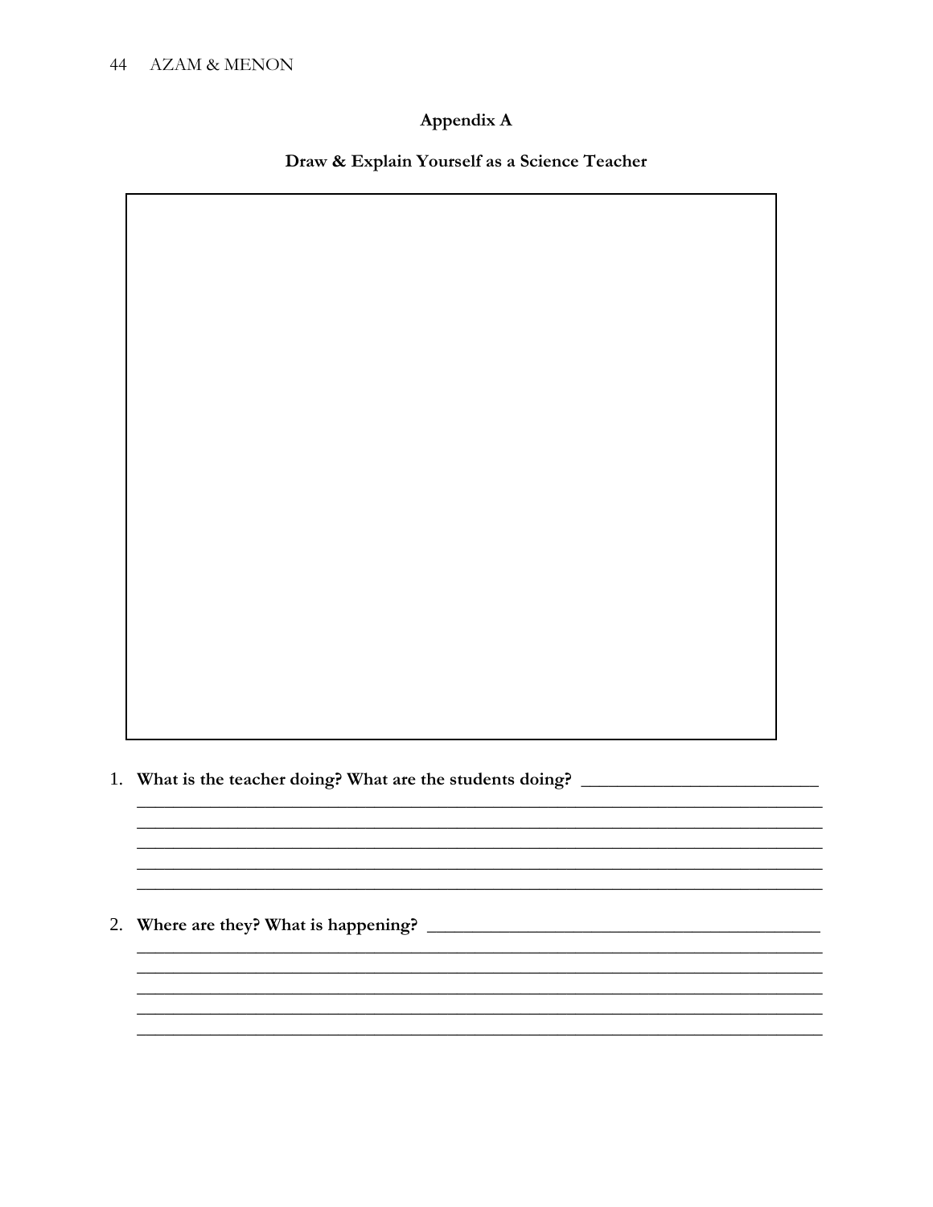## Appendix A

### Draw & Explain Yourself as a Science Teacher

1. **What is the teacher doing? What are the students doing?** ______________________________

2. **Where are they? What is happening?** ______________________________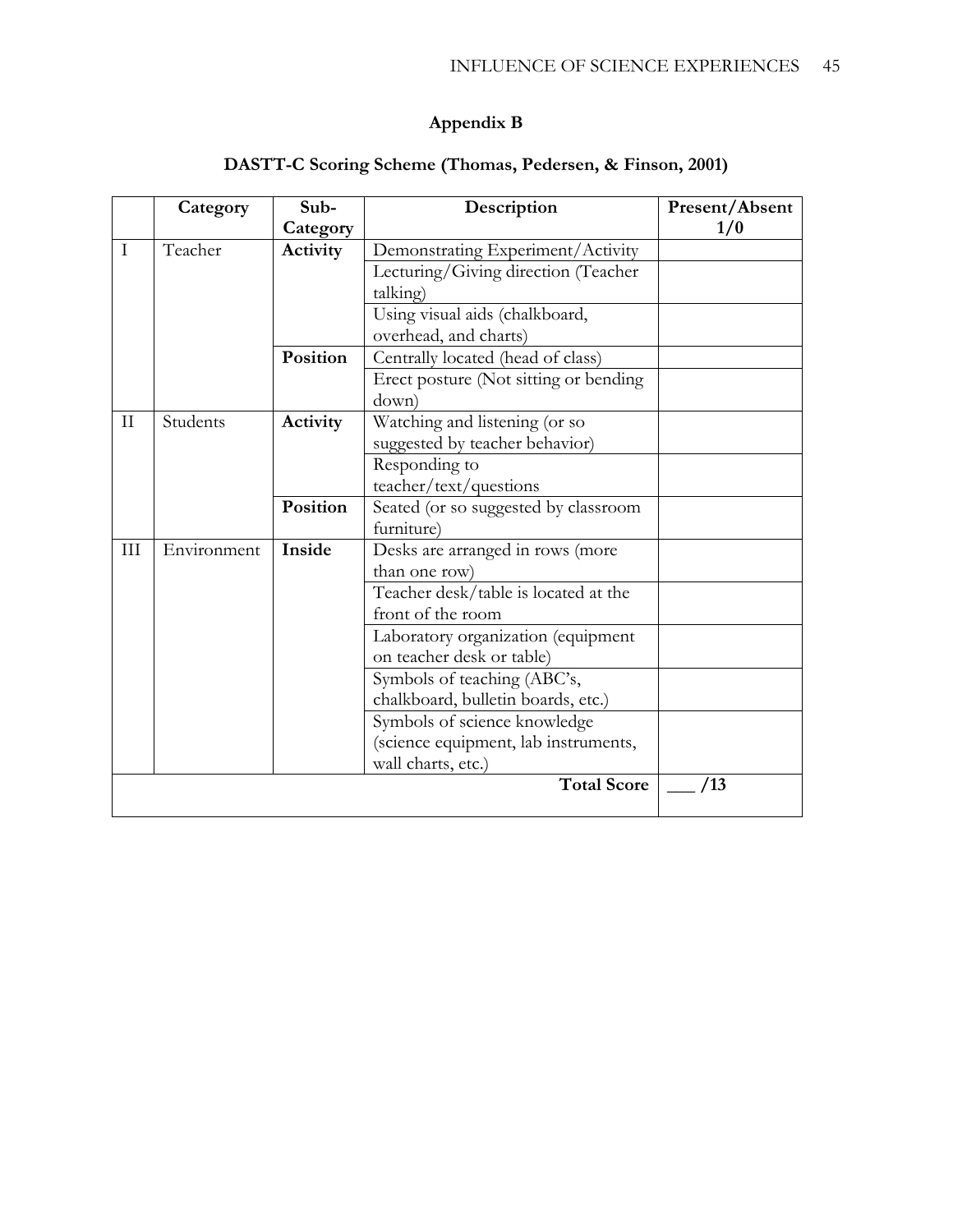## Appendix B

## DASTT-C Scoring Scheme (Thomas, Pedersen, & Finson, 2001)

| | Category | Sub-Category | Description | Present/Absent 1/0 |
|---|---|---|---|---|
| I | Teacher | **Activity** | Demonstrating Experiment/Activity | |
| | | | Lecturing/Giving direction (Teacher talking) | |
| | | | Using visual aids (chalkboard, overhead, and charts) | |
| | | **Position** | Centrally located (head of class) | |
| | | | Erect posture (Not sitting or bending down) | |
| II | Students | **Activity** | Watching and listening (or so suggested by teacher behavior) | |
| | | | Responding to teacher/text/questions | |
| | | **Position** | Seated (or so suggested by classroom furniture) | |
| III | Environment | **Inside** | Desks are arranged in rows (more than one row) | |
| | | | Teacher desk/table is located at the front of the room | |
| | | | Laboratory organization (equipment on teacher desk or table) | |
| | | | Symbols of teaching (ABC's, chalkboard, bulletin boards, etc.) | |
| | | | Symbols of science knowledge (science equipment, lab instruments, wall charts, etc.) | |
| | | | **Total Score** | **___ /13** |